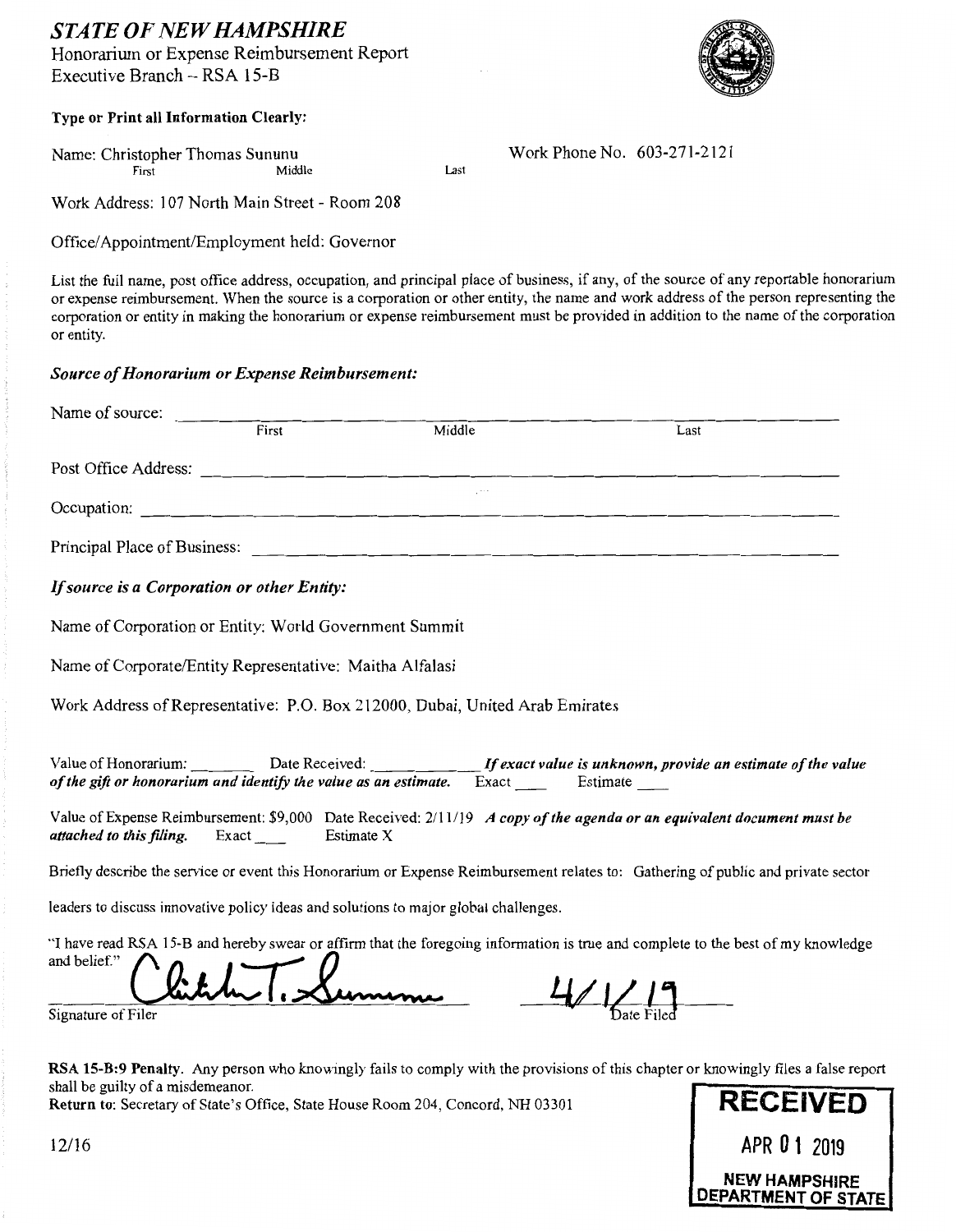# *STATE OF NEW HAMPSHIRE*

Honorarium or Expense Reimbursement Report
Executive Branch -- RSA 15-B

**Type or Print all Information Clearly:**

Name: Christopher Thomas Sununu (First / Middle / Last) Work Phone No. 603-271-2121

Work Address: 107 North Main Street - Room 208

Office/Appointment/Employment held: Governor

List the full name, post office address, occupation, and principal place of business, if any, of the source of any reportable honorarium or expense reimbursement. When the source is a corporation or other entity, the name and work address of the person representing the corporation or entity in making the honorarium or expense reimbursement must be provided in addition to the name of the corporation or entity.

### *Source of Honorarium or Expense Reimbursement:*

Name of source: ______________ (First / Middle / Last)

Post Office Address: ______________

Occupation: ______________

Principal Place of Business: ______________

### *If source is a Corporation or other Entity:*

Name of Corporation or Entity: World Government Summit

Name of Corporate/Entity Representative: Maitha Alfalasi

Work Address of Representative: P.O. Box 212000, Dubai, United Arab Emirates

Value of Honorarium: ______ Date Received: ______ ***If exact value is unknown, provide an estimate of the value of the gift or honorarium and identify the value as an estimate.*** Exact ____ Estimate ____

Value of Expense Reimbursement: $9,000 Date Received: 2/11/19 ***A copy of the agenda or an equivalent document must be attached to this filing.*** Exact ____ Estimate X

Briefly describe the service or event this Honorarium or Expense Reimbursement relates to: Gathering of public and private sector leaders to discuss innovative policy ideas and solutions to major global challenges.

"I have read RSA 15-B and hereby swear or affirm that the foregoing information is true and complete to the best of my knowledge and belief."

[Signature] 4/1/19

Signature of Filer Date Filed

**RSA 15-B:9 Penalty.** Any person who knowingly fails to comply with the provisions of this chapter or knowingly files a false report shall be guilty of a misdemeanor.

**Return to:** Secretary of State's Office, State House Room 204, Concord, NH 03301

12/16

**RECEIVED**
APR 01 2019
NEW HAMPSHIRE DEPARTMENT OF STATE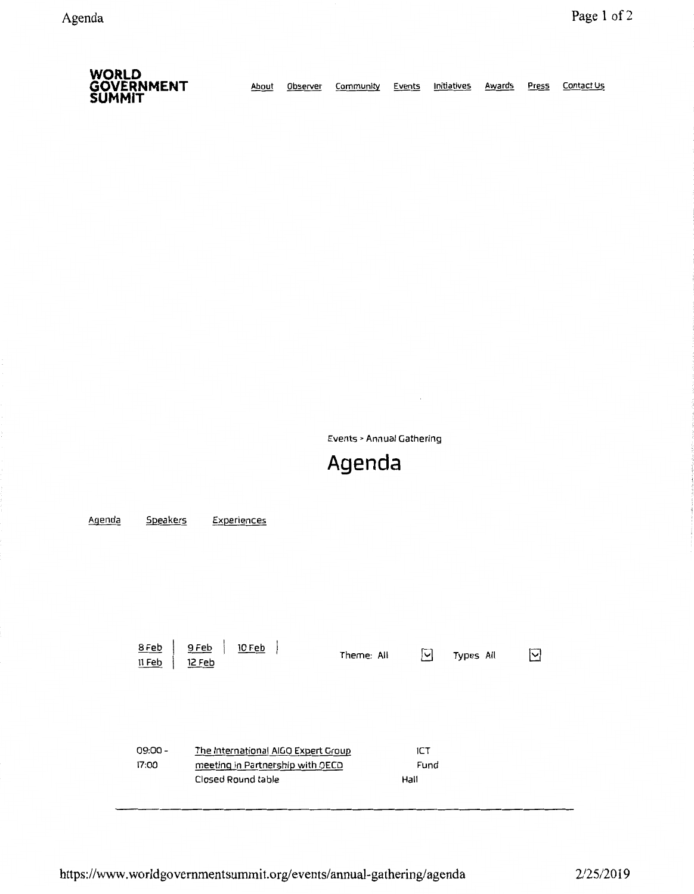**WORLD GOVERNMENT SUMMIT**

About | Observer | Community | Events | Initiatives | Awards | Press | Contact Us

Events > Annual Gathering

# Agenda

Agenda | Speakers | Experiences

8 Feb | 9 Feb | 10 Feb |
11 Feb | 12 Feb

Theme: All | Types: All

| | | |
|---|---|---|
| 09:00 - 17:00 | The International AIGO Expert Group meeting in Partnership with OECD<br>Closed Round table | ICT Fund Hall |

https://www.worldgovernmentsummit.org/events/annual-gathering/agenda

2/25/2019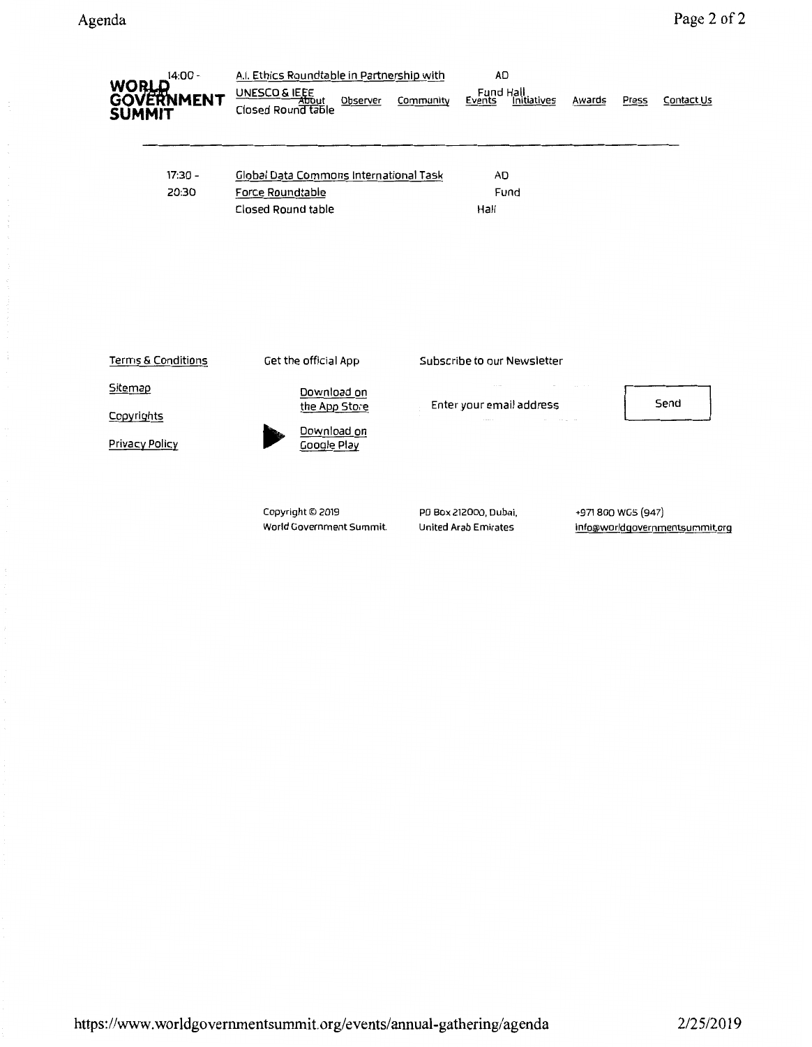WORLD GOVERNMENT SUMMIT

About | Observer | Community | Events | Initiatives | Awards | Press | Contact Us

| | | |
|---|---|---|
| 14:00 - | A.I. Ethics Roundtable in Partnership with UNESCO & IEEE<br>Closed Round table | AD Fund Hall |
| 17:30 - 20:30 | Global Data Commons International Task Force Roundtable<br>Closed Round table | AD Fund Hall |

Terms & Conditions

Sitemap

Copyrights

Privacy Policy

Get the official App

Download on the App Store

Download on Google Play

Subscribe to our Newsletter

Enter your email address

Send

Copyright © 2019 World Government Summit.

PO Box 212000, Dubai, United Arab Emirates

+971 800 WGS (947)
info@worldgovernmentsummit.org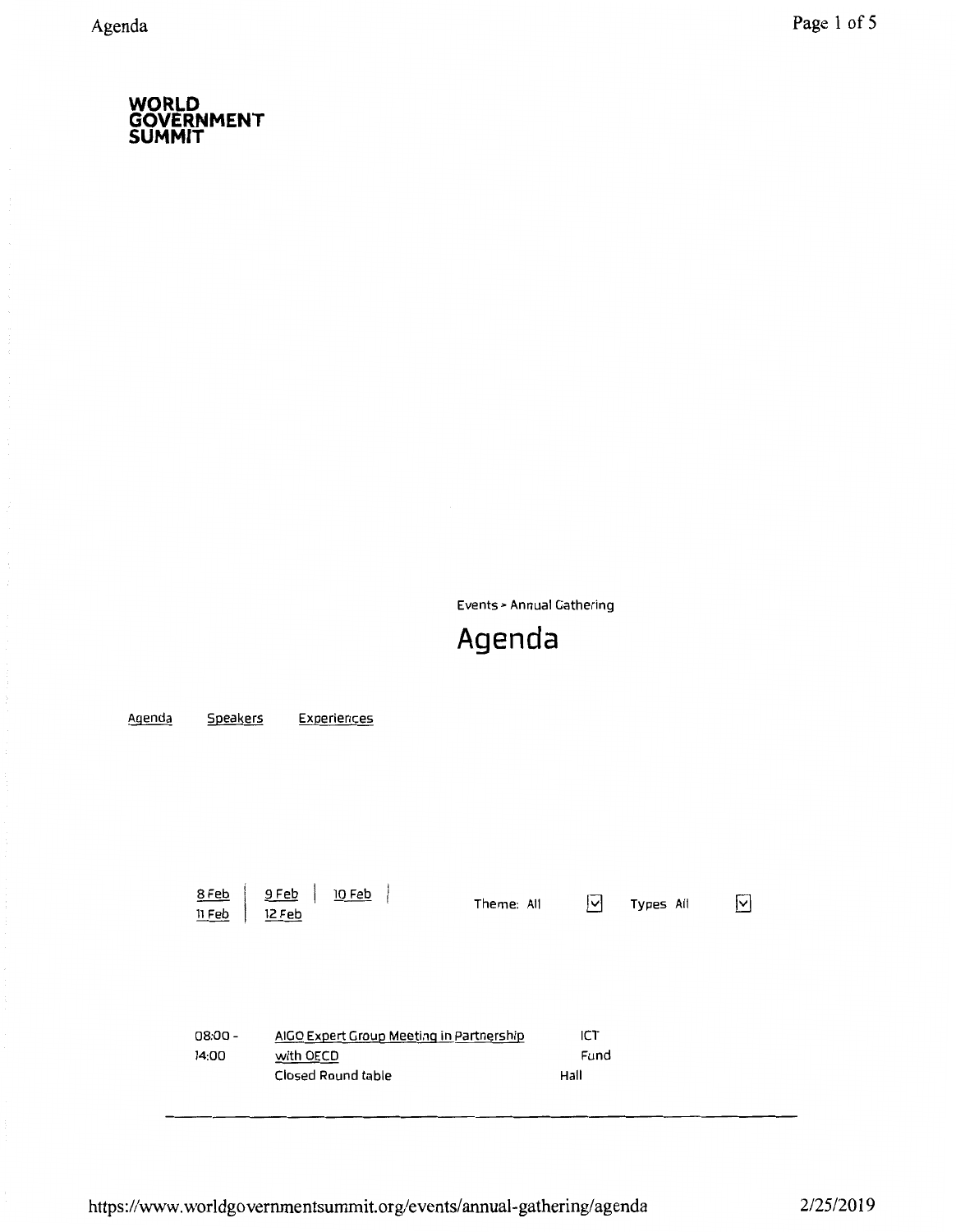**WORLD GOVERNMENT SUMMIT**

Events > Annual Gathering

# Agenda

Agenda    Speakers    Experiences

8 Feb | 9 Feb | 10 Feb | 11 Feb | 12 Feb

Theme: All    Types All

| | | |
|---|---|---|
| 08:00 - 14:00 | AIGO Expert Group Meeting in Partnership with OECD<br>Closed Round table | ICT Fund Hall |

---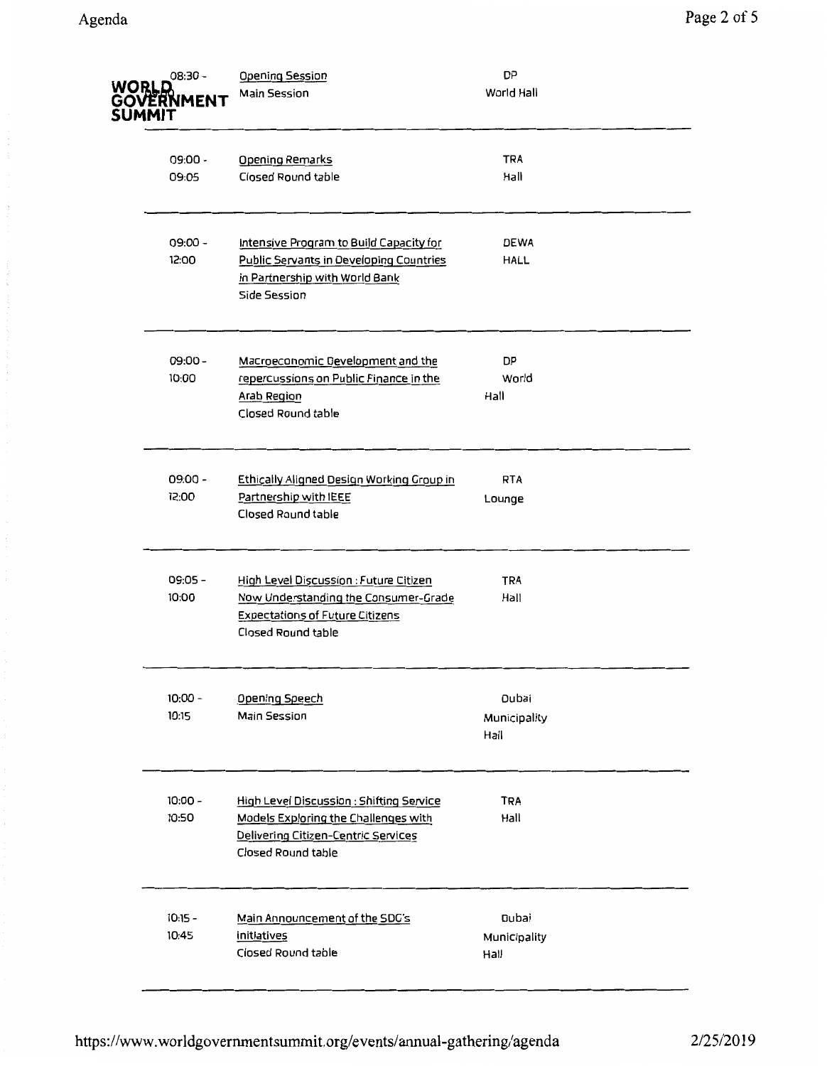**WORLD GOVERNMENT SUMMIT**

| Time | Session | Location |
|---|---|---|
| 08:30 - | Opening Session<br>Main Session | DP<br>World Hall |
| 09:00 - 09:05 | Opening Remarks<br>Closed Round table | TRA<br>Hall |
| 09:00 - 12:00 | Intensive Program to Build Capacity for Public Servants in Developing Countries in Partnership with World Bank<br>Side Session | DEWA<br>HALL |
| 09:00 - 10:00 | Macroeconomic Development and the repercussions on Public Finance in the Arab Region<br>Closed Round table | DP<br>World<br>Hall |
| 09:00 - 12:00 | Ethically Aligned Design Working Group in Partnership with IEEE<br>Closed Round table | RTA<br>Lounge |
| 09:05 - 10:00 | High Level Discussion : Future Citizen Now Understanding the Consumer-Grade Expectations of Future Citizens<br>Closed Round table | TRA<br>Hall |
| 10:00 - 10:15 | Opening Speech<br>Main Session | Dubai<br>Municipality<br>Hall |
| 10:00 - 10:50 | High Level Discussion : Shifting Service Models Exploring the Challenges with Delivering Citizen-Centric Services<br>Closed Round table | TRA<br>Hall |
| 10:15 - 10:45 | Main Announcement of the SDG's initiatives<br>Closed Round table | Dubai<br>Municipality<br>Hall |

https://www.worldgovernmentsummit.org/events/annual-gathering/agenda 2/25/2019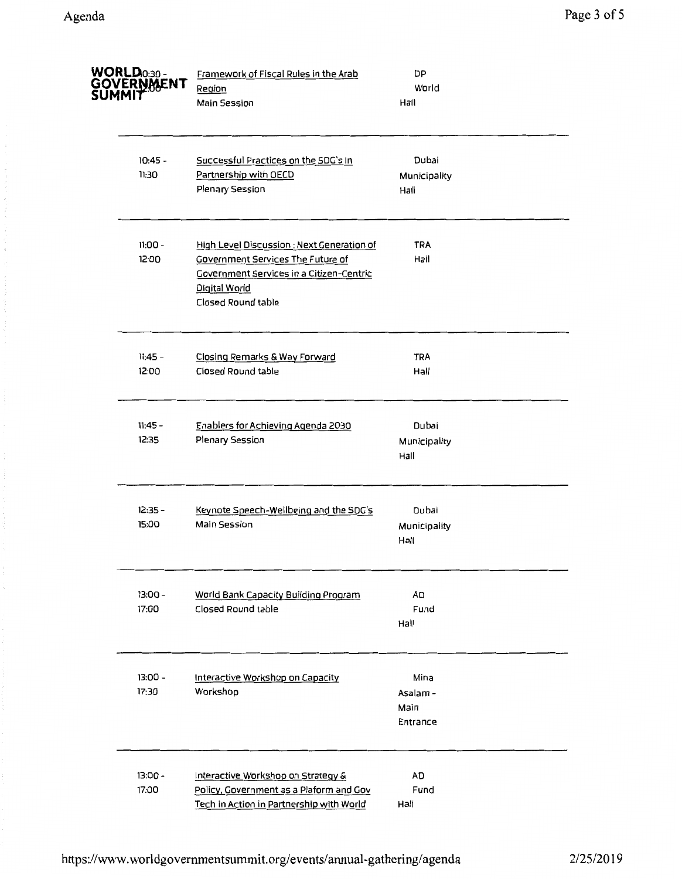**WORLD GOVERNMENT SUMMIT**

10:30 - 12:00

[Framework of Fiscal Rules in the Arab Region](#)
Main Session

DP World Hall

---

10:45 - 11:30

[Successful Practices on the SDG's in Partnership with OECD](#)
Plenary Session

Dubai Municipality Hall

---

11:00 - 12:00

[High Level Discussion : Next Generation of Government Services The Future of Government Services in a Citizen-Centric Digital World](#)
Closed Round table

TRA Hall

---

11:45 - 12:00

[Closing Remarks & Way Forward](#)
Closed Round table

TRA Hall

---

11:45 - 12:35

[Enablers for Achieving Agenda 2030](#)
Plenary Session

Dubai Municipality Hall

---

12:35 - 15:00

[Keynote Speech-Wellbeing and the SDG's](#)
Main Session

Dubai Municipality Hall

---

13:00 - 17:00

[World Bank Capacity Building Program](#)
Closed Round table

AD Fund Hall

---

13:00 - 17:30

[Interactive Workshop on Capacity](#)
Workshop

Mina Asalam - Main Entrance

---

13:00 - 17:00

[Interactive Workshop on Strategy & Policy, Government as a Plaform and Gov Tech in Action in Partnership with World](#)

AD Fund Hall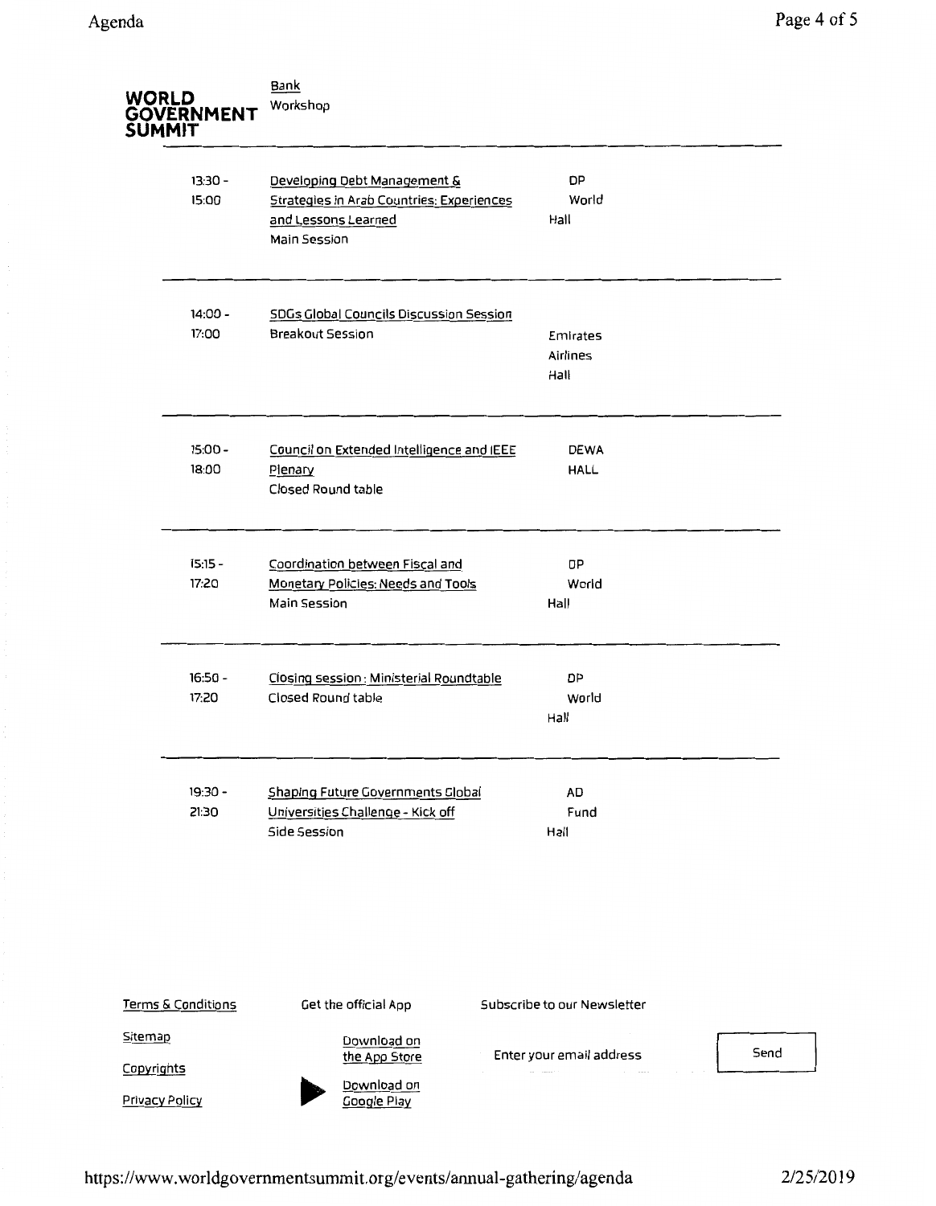**WORLD GOVERNMENT SUMMIT**

Bank
Workshop

| | | |
|---|---|---|
| 13:30 - 15:00 | Developing Debt Management & Strategies in Arab Countries: Experiences and Lessons Learned<br>Main Session | DP World Hall |
| 14:00 - 17:00 | SDGs Global Councils Discussion Session<br>Breakout Session | Emirates Airlines Hall |
| 15:00 - 18:00 | Council on Extended Intelligence and IEEE Plenary<br>Closed Round table | DEWA HALL |
| 15:15 - 17:20 | Coordination between Fiscal and Monetary Policies: Needs and Tools<br>Main Session | DP World Hall |
| 16:50 - 17:20 | Closing session : Ministerial Roundtable<br>Closed Round table | DP World Hall |
| 19:30 - 21:30 | Shaping Future Governments Global Universities Challenge - Kick off<br>Side Session | AD Fund Hall |

Terms & Conditions

Sitemap

Copyrights

Privacy Policy

Get the official App

Download on the App Store

Download on Google Play

Subscribe to our Newsletter

Enter your email address

Send

https://www.worldgovernmentsummit.org/events/annual-gathering/agenda 2/25/2019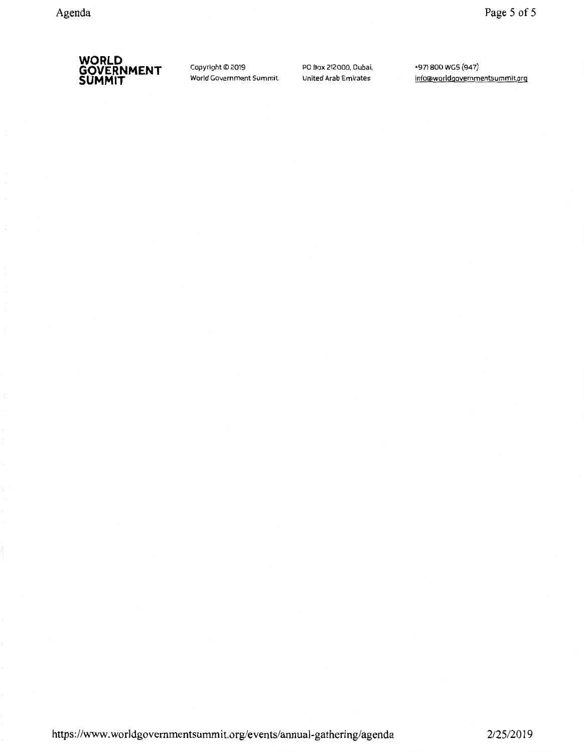**WORLD GOVERNMENT SUMMIT**

Copyright © 2019
World Government Summit

PO Box 212000, Dubai,
United Arab Emirates

+971 800 WGS (947)
info@worldgovernmentsummit.org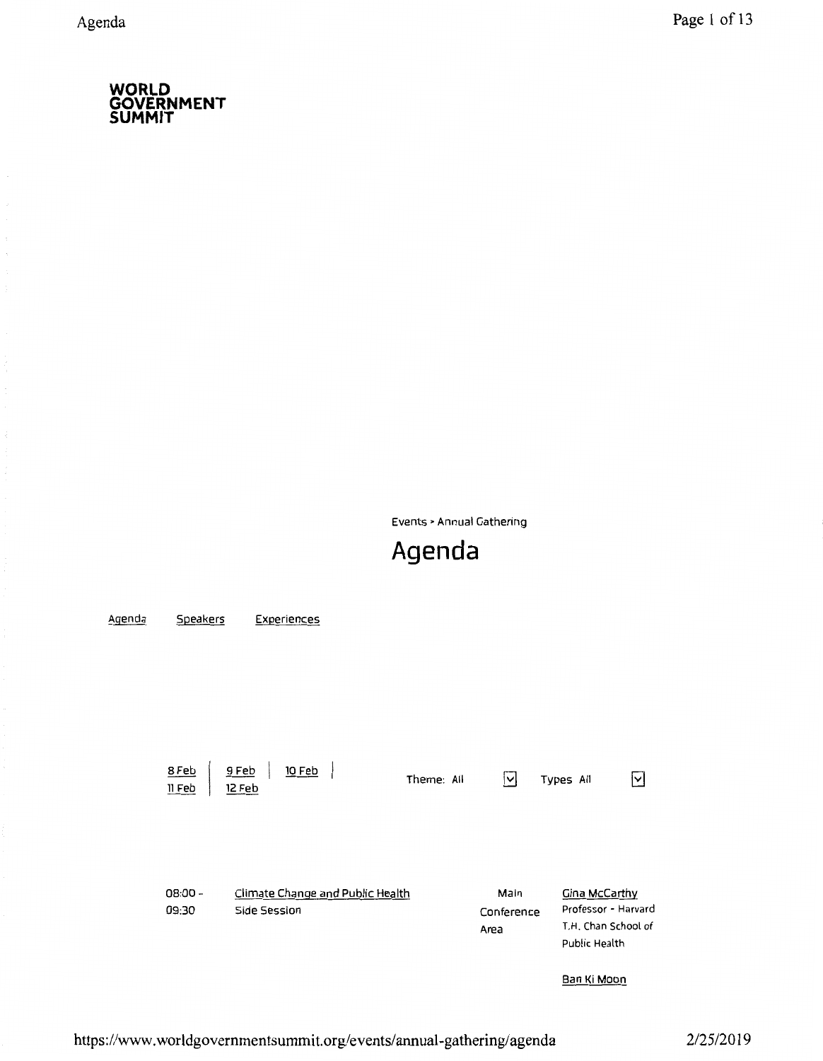**WORLD GOVERNMENT SUMMIT**

Events › Annual Gathering

# Agenda

Agenda    Speakers    Experiences

8 Feb | 9 Feb | 10 Feb | 11 Feb | 12 Feb

Theme: All    Types All

| Time | Session | Location | Speakers |
| --- | --- | --- | --- |
| 08:00 - 09:30 | Climate Change and Public Health<br>Side Session | Main Conference Area | Gina McCarthy<br>Professor - Harvard T.H. Chan School of Public Health<br><br>Ban Ki Moon |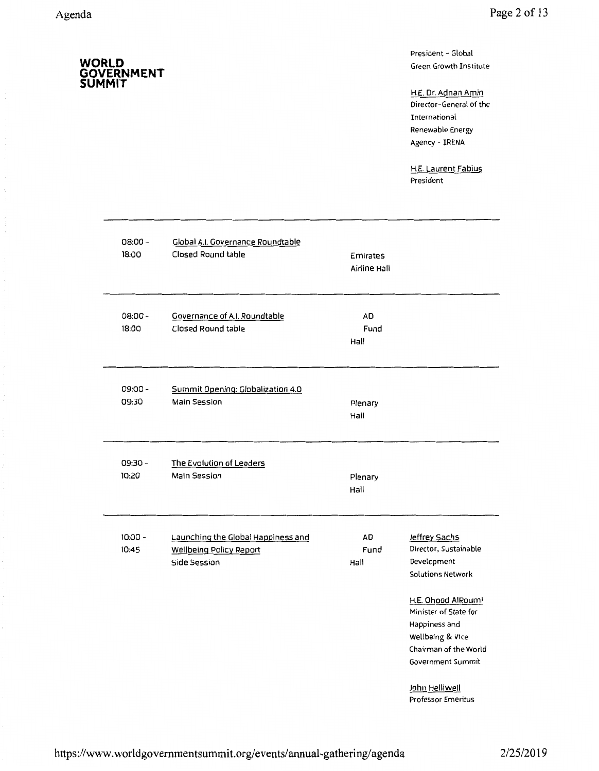**WORLD GOVERNMENT SUMMIT**

President - Global Green Growth Institute

H.E. Dr. Adnan Amin
Director-General of the International Renewable Energy Agency - IRENA

H.E. Laurent Fabius
President

---

| Time | Session | Location | Speakers |
|---|---|---|---|
| 08:00 - 18:00 | Global A.I. Governance Roundtable<br>Closed Round table | Emirates Airline Hall | |
| 08:00 - 18:00 | Governance of A.I. Roundtable<br>Closed Round table | AD Fund Hall | |
| 09:00 - 09:30 | Summit Opening: Globalization 4.0<br>Main Session | Plenary Hall | |
| 09:30 - 10:20 | The Evolution of Leaders<br>Main Session | Plenary Hall | |
| 10:00 - 10:45 | Launching the Global Happiness and Wellbeing Policy Report<br>Side Session | AD Fund Hall | Jeffrey Sachs<br>Director, Sustainable Development Solutions Network<br><br>H.E. Ohood AlRoumi<br>Minister of State for Happiness and Wellbeing & Vice Chairman of the World Government Summit<br><br>John Helliwell<br>Professor Emeritus |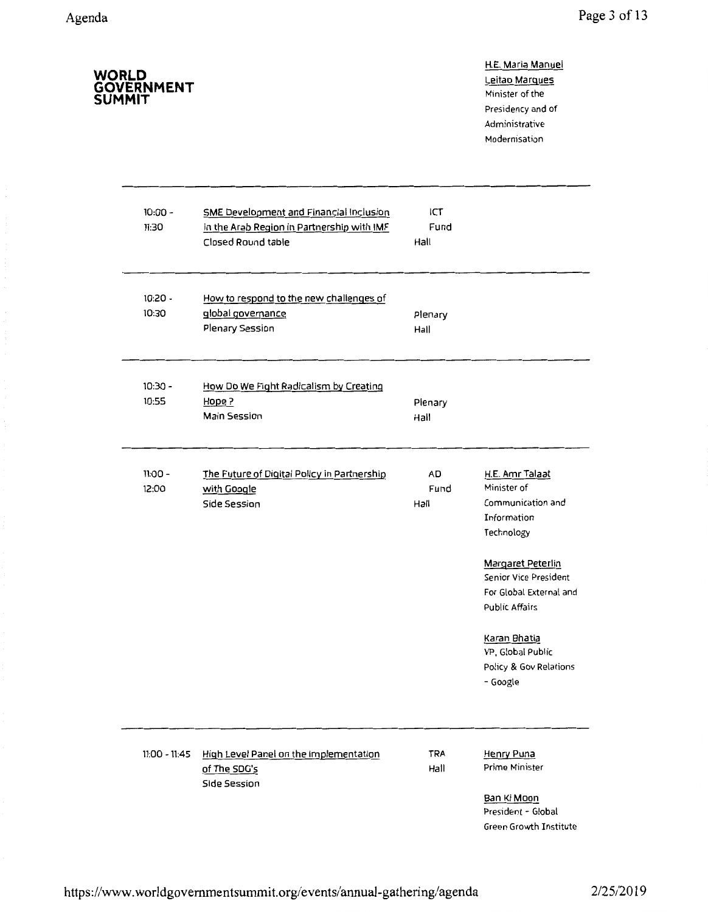**WORLD GOVERNMENT SUMMIT**

H.E. Maria Manuel Leitao Marques
Minister of the Presidency and of Administrative Modernisation

| Time | Session | Location | Speakers |
| --- | --- | --- | --- |
| 10:00 - 11:30 | SME Development and Financial Inclusion in the Arab Region in Partnership with IMF<br>Closed Round table | ICT Fund Hall | |
| 10:20 - 10:30 | How to respond to the new challenges of global governance<br>Plenary Session | Plenary Hall | |
| 10:30 - 10:55 | How Do We Fight Radicalism by Creating Hope ?<br>Main Session | Plenary Hall | |
| 11:00 - 12:00 | The Future of Digital Policy in Partnership with Google<br>Side Session | AD Fund Hall | H.E. Amr Talaat<br>Minister of Communication and Information Technology<br><br>Margaret Peterlin<br>Senior Vice President For Global External and Public Affairs<br><br>Karan Bhatia<br>VP, Global Public Policy & Gov Relations - Google |
| 11:00 - 11:45 | High Level Panel on the Implementation of The SDG's<br>Side Session | TRA Hall | Henry Puna<br>Prime Minister<br><br>Ban Ki Moon<br>President - Global Green Growth Institute |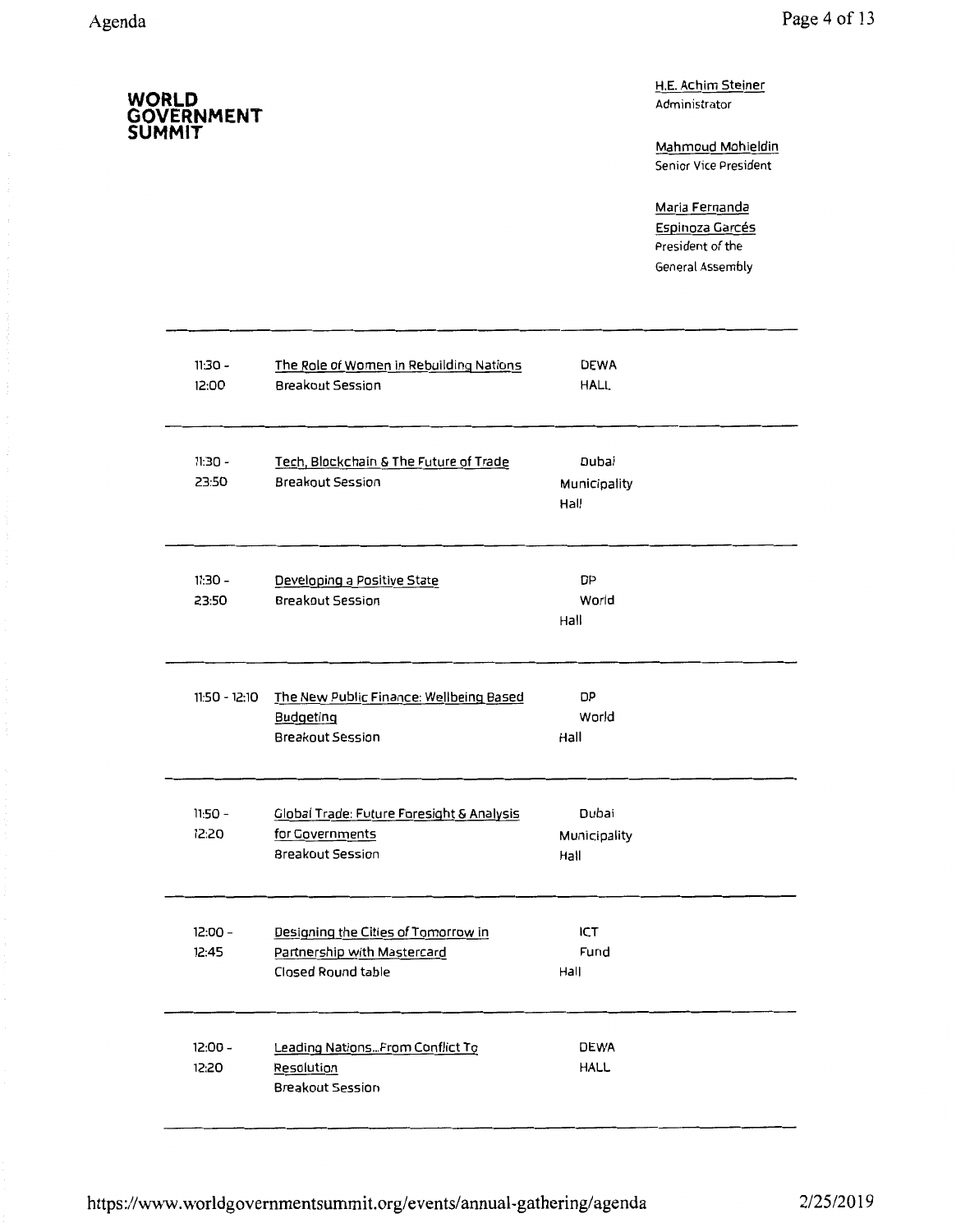**WORLD GOVERNMENT SUMMIT**

H.E. Achim Steiner
Administrator

Mahmoud Mohieldin
Senior Vice President

Maria Fernanda Espinoza Garcés
President of the General Assembly

| Time | Session | Venue |
|---|---|---|
| 11:30 - 12:00 | The Role of Women in Rebuilding Nations<br>Breakout Session | DEWA HALL |
| 11:30 - 23:50 | Tech, Blockchain & The Future of Trade<br>Breakout Session | Dubai Municipality Hall |
| 11:30 - 23:50 | Developing a Positive State<br>Breakout Session | DP World Hall |
| 11:50 - 12:10 | The New Public Finance: Wellbeing Based Budgeting<br>Breakout Session | DP World Hall |
| 11:50 - 12:20 | Global Trade: Future Foresight & Analysis for Governments<br>Breakout Session | Dubai Municipality Hall |
| 12:00 - 12:45 | Designing the Cities of Tomorrow in Partnership with Mastercard<br>Closed Round table | ICT Fund Hall |
| 12:00 - 12:20 | Leading Nations...From Conflict To Resolution<br>Breakout Session | DEWA HALL |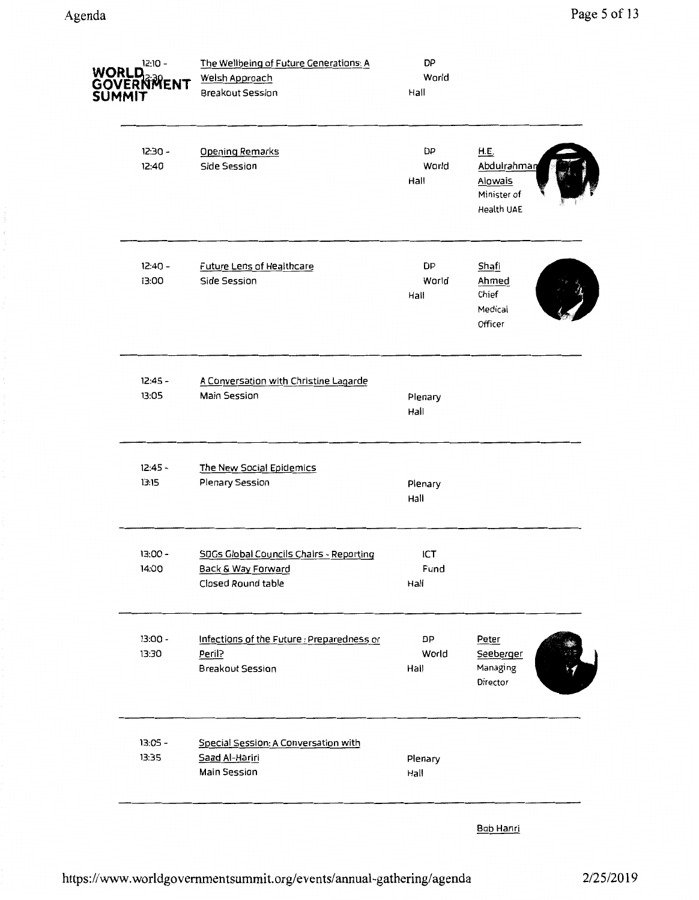WORLD GOVERNMENT SUMMIT

| Time | Session | Location | Speaker |
|---|---|---|---|
| 12:10 - 12:30 | The Wellbeing of Future Generations: A Welsh Approach<br>Breakout Session | DP World Hall | |
| 12:30 - 12:40 | Opening Remarks<br>Side Session | DP World Hall | H.E. Abdulrahman Alowais<br>Minister of Health UAE |
| 12:40 - 13:00 | Future Lens of Healthcare<br>Side Session | DP World Hall | Shafi Ahmed<br>Chief Medical Officer |
| 12:45 - 13:05 | A Conversation with Christine Lagarde<br>Main Session | Plenary Hall | |
| 12:45 - 13:15 | The New Social Epidemics<br>Plenary Session | Plenary Hall | |
| 13:00 - 14:00 | SDGs Global Councils Chairs - Reporting Back & Way Forward<br>Closed Round table | ICT Fund Hall | |
| 13:00 - 13:30 | Infections of the Future : Preparedness or Peril?<br>Breakout Session | DP World Hall | Peter Seeberger<br>Managing Director |
| 13:05 - 13:35 | Special Session: A Conversation with Saad Al-Hariri<br>Main Session | Plenary Hall | |

Bob Hariri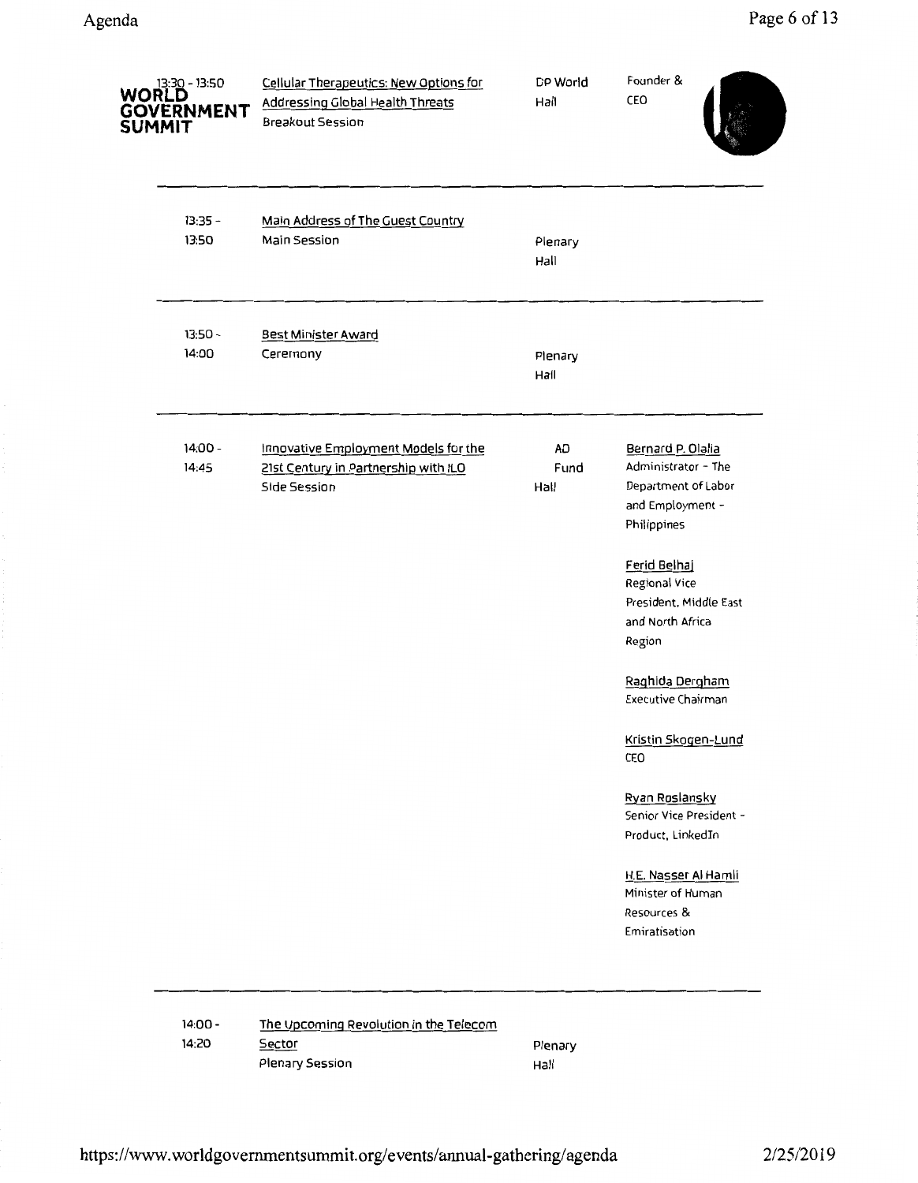WORLD GOVERNMENT SUMMIT

| Time | Session | Location | Speakers |
|---|---|---|---|
| 13:30 - 13:50 | Cellular Therapeutics: New Options for Addressing Global Health Threats<br>Breakout Session | DP World Hall | Founder & CEO |
| 13:35 - 13:50 | Main Address of The Guest Country<br>Main Session | Plenary Hall | |
| 13:50 - 14:00 | Best Minister Award<br>Ceremony | Plenary Hall | |
| 14:00 - 14:45 | Innovative Employment Models for the 21st Century in Partnership with ILO<br>Side Session | AD Fund Hall | Bernard P. Olalia<br>Administrator - The Department of Labor and Employment - Philippines<br><br>Ferid Belhaj<br>Regional Vice President, Middle East and North Africa Region<br><br>Raghida Dergham<br>Executive Chairman<br><br>Kristin Skogen-Lund<br>CEO<br><br>Ryan Roslansky<br>Senior Vice President - Product, LinkedIn<br><br>H.E. Nasser Al Hamli<br>Minister of Human Resources & Emiratisation |
| 14:00 - 14:20 | The Upcoming Revolution in the Telecom Sector<br>Plenary Session | Plenary Hall | |

https://www.worldgovernmentsummit.org/events/annual-gathering/agenda 2/25/2019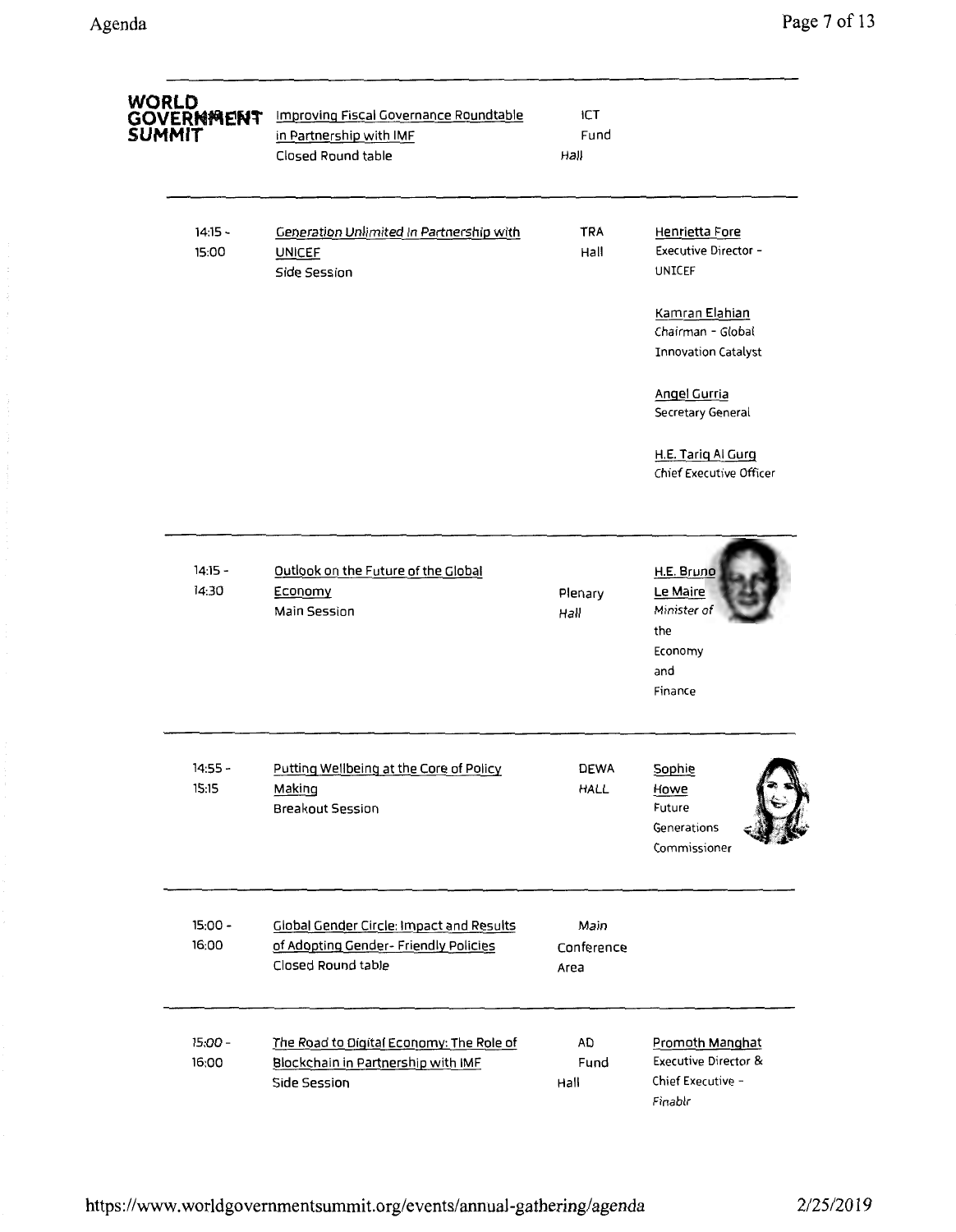**WORLD GOVERNMENT SUMMIT**

| Time | Session | Location | Speakers |
|---|---|---|---|
| | Improving Fiscal Governance Roundtable in Partnership with IMF<br>Closed Round table | ICT Fund Hall | |
| 14:15 - 15:00 | Generation Unlimited In Partnership with UNICEF<br>Side Session | TRA Hall | Henrietta Fore<br>Executive Director - UNICEF<br><br>Kamran Elahian<br>Chairman - Global Innovation Catalyst<br><br>Angel Gurria<br>Secretary General<br><br>H.E. Tariq Al Gurg<br>Chief Executive Officer |
| 14:15 - 14:30 | Outlook on the Future of the Global Economy<br>Main Session | Plenary Hall | H.E. Bruno Le Maire<br>Minister of the Economy and Finance |
| 14:55 - 15:15 | Putting Wellbeing at the Core of Policy Making<br>Breakout Session | DEWA HALL | Sophie Howe<br>Future Generations Commissioner |
| 15:00 - 16:00 | Global Gender Circle: Impact and Results of Adopting Gender- Friendly Policies<br>Closed Round table | Main Conference Area | |
| 15:00 - 16:00 | The Road to Digital Economy: The Role of Blockchain in Partnership with IMF<br>Side Session | AD Fund Hall | Promoth Manghat<br>Executive Director & Chief Executive - Finablr |

https://www.worldgovernmentsummit.org/events/annual-gathering/agenda 2/25/2019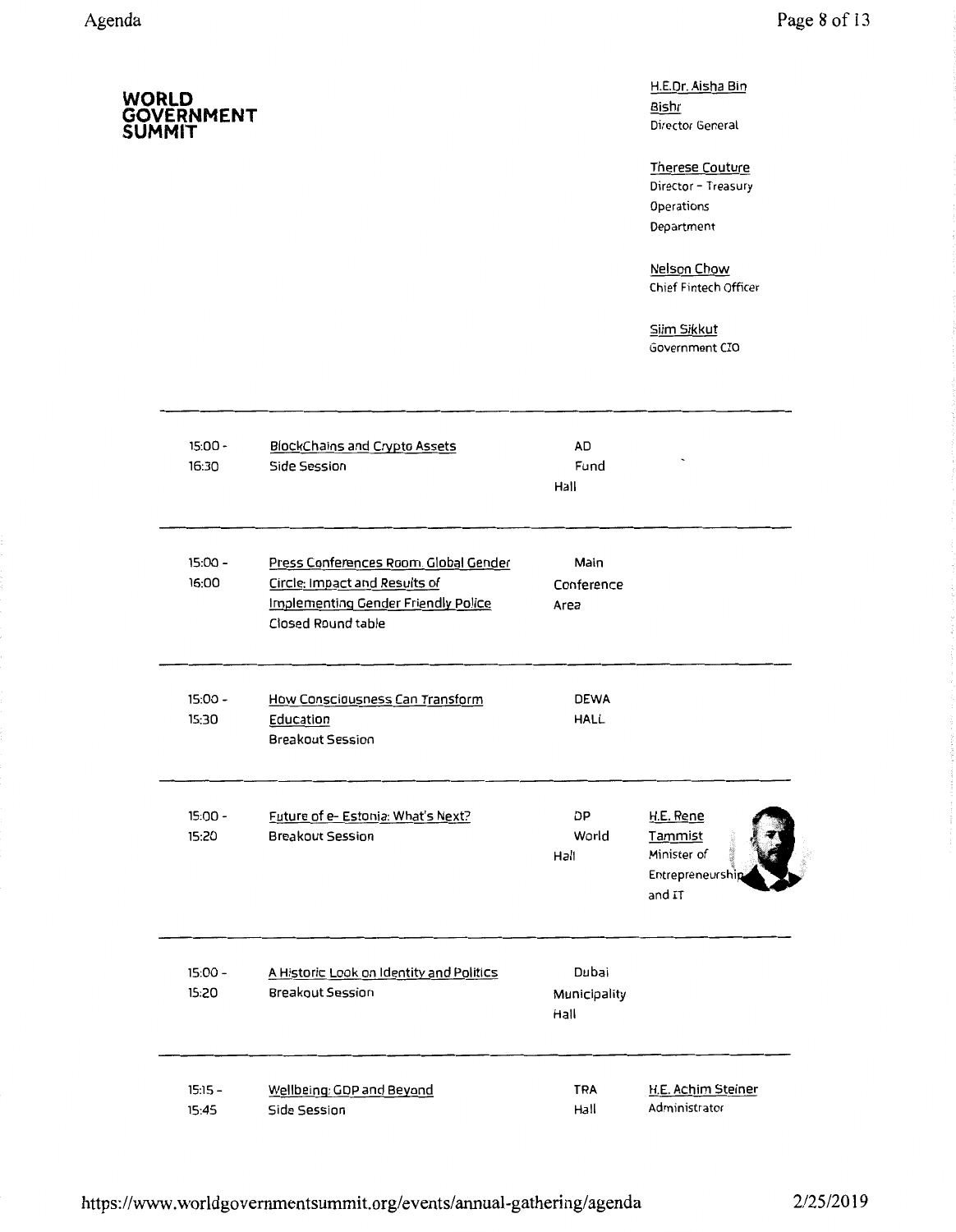**WORLD GOVERNMENT SUMMIT**

H.E.Dr. Aisha Bin Bishr
Director General

Therese Couture
Director - Treasury Operations Department

Nelson Chow
Chief Fintech Officer

Siim Sikkut
Government CIO

---

| Time | Session | Location | Speakers |
|---|---|---|---|
| 15:00 - 16:30 | BlockChains and Crypto Assets<br>Side Session | AD Fund Hall | |
| 15:00 - 16:00 | Press Conferences Room. Global Gender Circle: Impact and Results of Implementing Gender Friendly Police<br>Closed Round table | Main Conference Area | |
| 15:00 - 15:30 | How Consciousness Can Transform Education<br>Breakout Session | DEWA HALL | |
| 15:00 - 15:20 | Future of e- Estonia: What's Next?<br>Breakout Session | DP World Hall | H.E. Rene Tammist<br>Minister of Entrepreneurship and IT |
| 15:00 - 15:20 | A Historic Look on Identity and Politics<br>Breakout Session | Dubai Municipality Hall | |
| 15:15 - 15:45 | Wellbeing: GDP and Beyond<br>Side Session | TRA Hall | H.E. Achim Steiner<br>Administrator |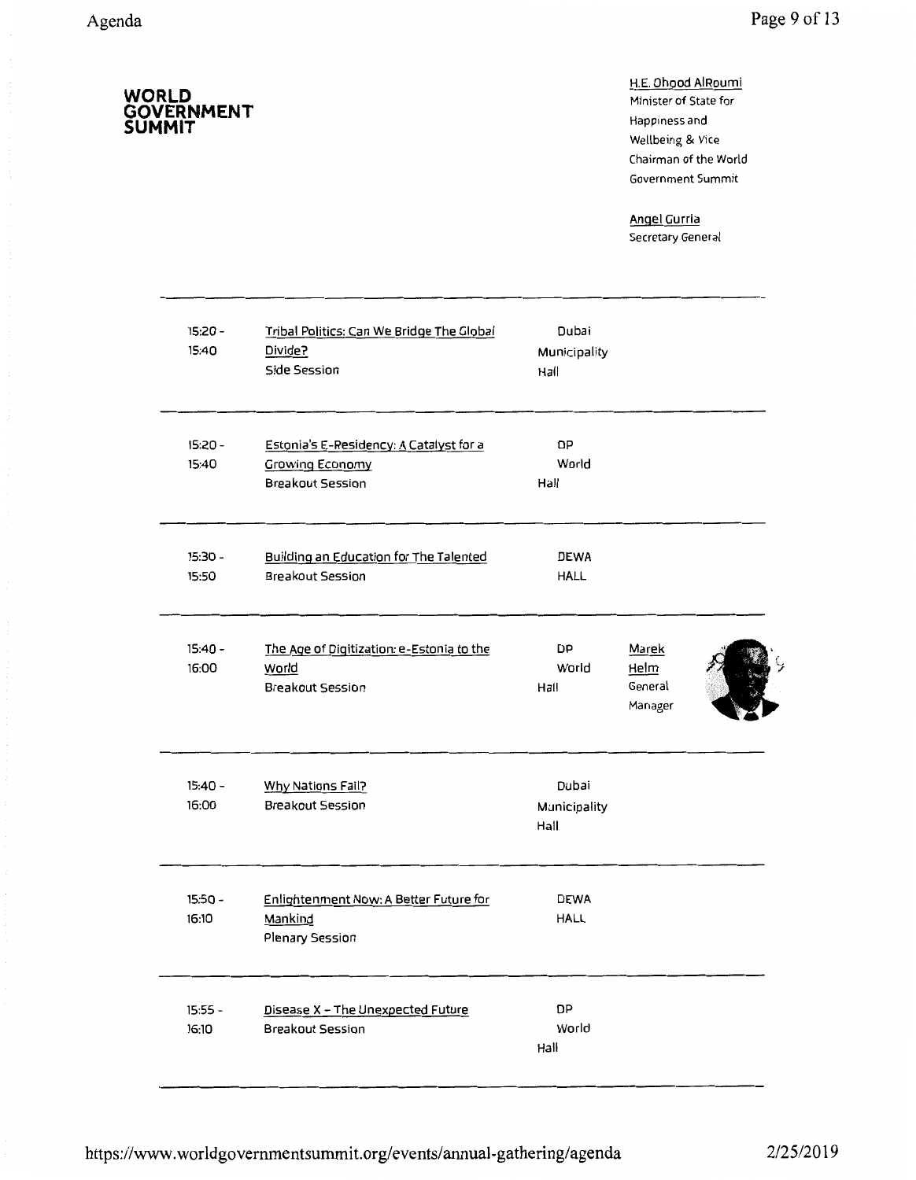**WORLD GOVERNMENT SUMMIT**

H.E. Ohood AlRoumi
Minister of State for Happiness and Wellbeing & Vice Chairman of the World Government Summit

Angel Gurria
Secretary General

| Time | Session | Venue | Speaker |
|---|---|---|---|
| 15:20 - 15:40 | Tribal Politics: Can We Bridge The Global Divide?<br>Side Session | Dubai Municipality Hall | |
| 15:20 - 15:40 | Estonia's E-Residency: A Catalyst for a Growing Economy<br>Breakout Session | DP World Hall | |
| 15:30 - 15:50 | Building an Education for The Talented<br>Breakout Session | DEWA HALL | |
| 15:40 - 16:00 | The Age of Digitization: e-Estonia to the World<br>Breakout Session | DP World Hall | Marek Helm<br>General Manager |
| 15:40 - 16:00 | Why Nations Fail?<br>Breakout Session | Dubai Municipality Hall | |
| 15:50 - 16:10 | Enlightenment Now: A Better Future for Mankind<br>Plenary Session | DEWA HALL | |
| 15:55 - 16:10 | Disease X - The Unexpected Future<br>Breakout Session | DP World Hall | |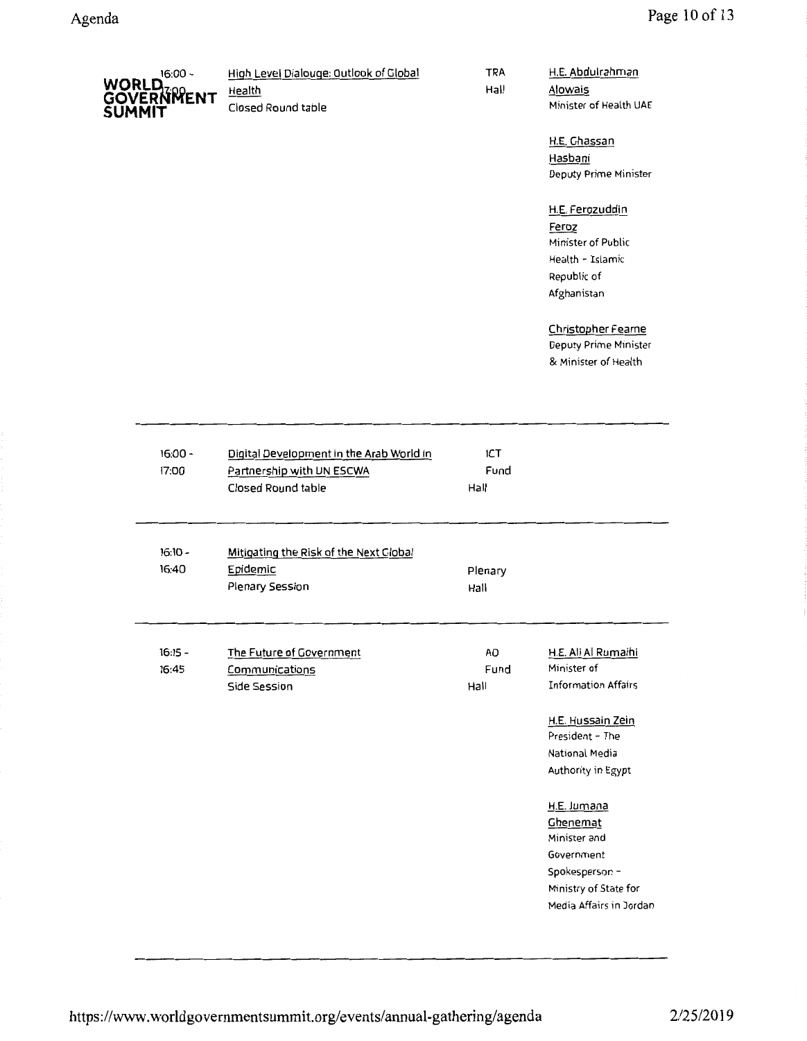| Time | Session | Location | Speakers |
|---|---|---|---|
| 16:00 - 17:00 | High Level Dialouge: Outlook of Global Health<br>Closed Round table | TRA Hall | H.E. Abdulrahman Alowais<br>Minister of Health UAE<br><br>H.E. Ghassan Hasbani<br>Deputy Prime Minister<br><br>H.E. Ferozuddin Feroz<br>Minister of Public Health - Islamic Republic of Afghanistan<br><br>Christopher Fearne<br>Deputy Prime Minister & Minister of Health |
| 16:00 - 17:00 | Digital Development in the Arab World in Partnership with UN ESCWA<br>Closed Round table | ICT Fund Hall | |
| 16:10 - 16:40 | Mitigating the Risk of the Next Global Epidemic<br>Plenary Session | Plenary Hall | |
| 16:15 - 16:45 | The Future of Government Communications<br>Side Session | AD Fund Hall | H.E. Ali Al Rumaihi<br>Minister of Information Affairs<br><br>H.E. Hussain Zein<br>President - The National Media Authority in Egypt<br><br>H.E. Jumana Ghenemat<br>Minister and Government Spokesperson - Ministry of State for Media Affairs in Jordan |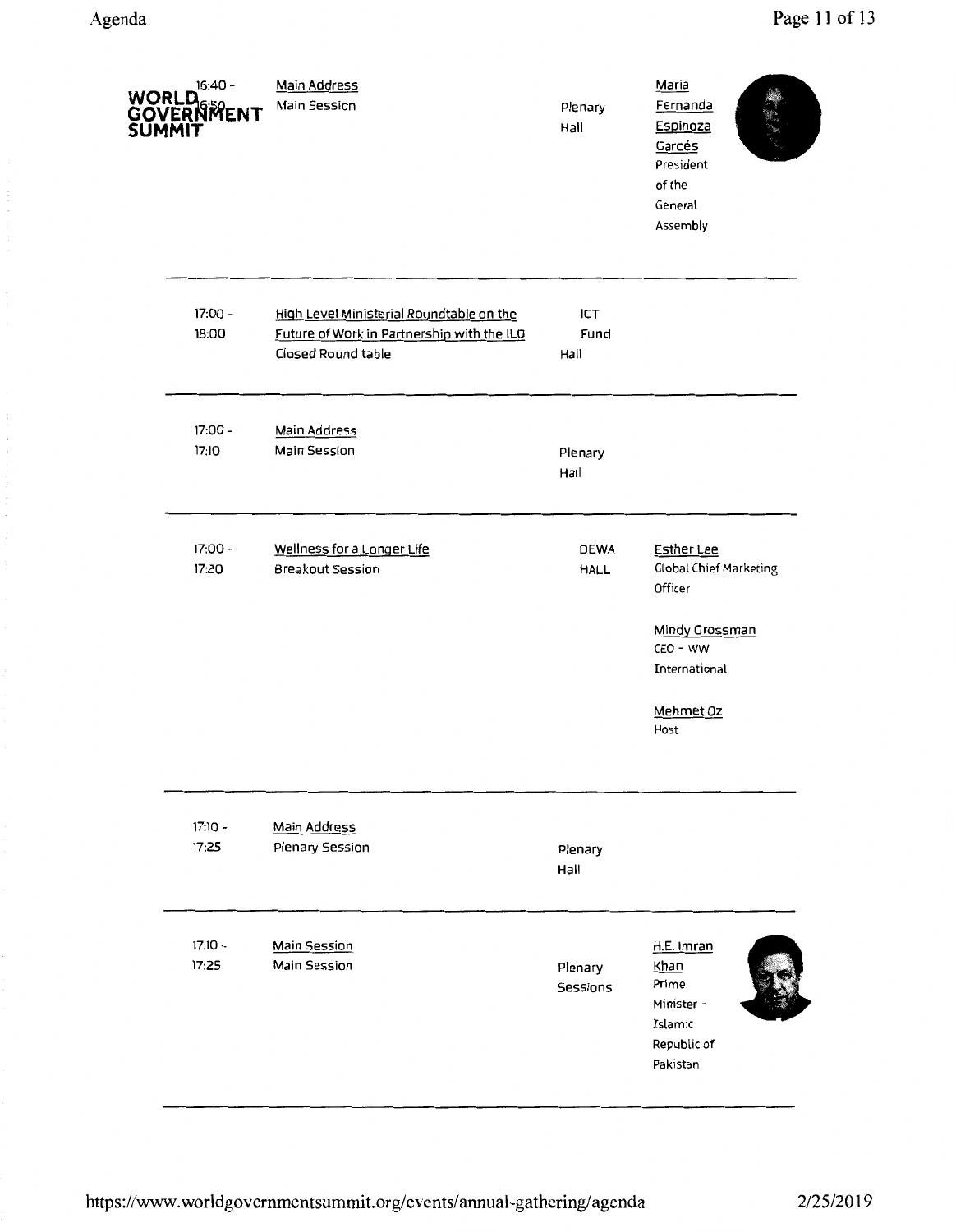WORLD GOVERNMENT SUMMIT

| Time | Session | Location | Speakers |
| --- | --- | --- | --- |
| 16:40 - 16:50 | Main Address<br>Main Session | Plenary Hall | Maria Fernanda Espinoza Garcés<br>President of the General Assembly |
| 17:00 - 18:00 | High Level Ministerial Roundtable on the Future of Work in Partnership with the ILO<br>Closed Round table | ICT Fund Hall | |
| 17:00 - 17:10 | Main Address<br>Main Session | Plenary Hall | |
| 17:00 - 17:20 | Wellness for a Longer Life<br>Breakout Session | DEWA HALL | Esther Lee<br>Global Chief Marketing Officer<br><br>Mindy Grossman<br>CEO - WW International<br><br>Mehmet Oz<br>Host |
| 17:10 - 17:25 | Main Address<br>Plenary Session | Plenary Hall | |
| 17:10 - 17:25 | Main Session<br>Main Session | Plenary Sessions | H.E. Imran Khan<br>Prime Minister - Islamic Republic of Pakistan |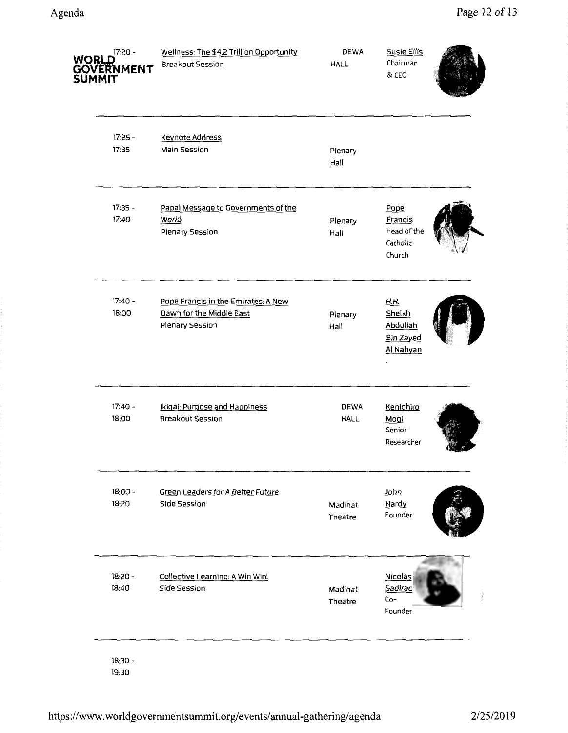| Time | Session | Venue | Speaker |
|---|---|---|---|
| 17:20 - | Wellness: The $4.2 Trillion Opportunity<br>Breakout Session | DEWA HALL | Susie Ellis<br>Chairman & CEO |
| 17:25 - 17:35 | Keynote Address<br>Main Session | Plenary Hall | |
| 17:35 - 17:40 | Papal Message to Governments of the World<br>Plenary Session | Plenary Hall | Pope Francis<br>Head of the Catholic Church |
| 17:40 - 18:00 | Pope Francis in the Emirates: A New Dawn for the Middle East<br>Plenary Session | Plenary Hall | H.H. Sheikh Abdullah Bin Zayed Al Nahyan |
| 17:40 - 18:00 | Ikigai: Purpose and Happiness<br>Breakout Session | DEWA HALL | Kenichiro Mogi<br>Senior Researcher |
| 18:00 - 18:20 | Green Leaders for A Better Future<br>Side Session | Madinat Theatre | John Hardy<br>Founder |
| 18:20 - 18:40 | Collective Learning: A Win Win!<br>Side Session | Madinat Theatre | Nicolas Sadirac<br>Co-Founder |
| 18:30 - 19:30 | | | |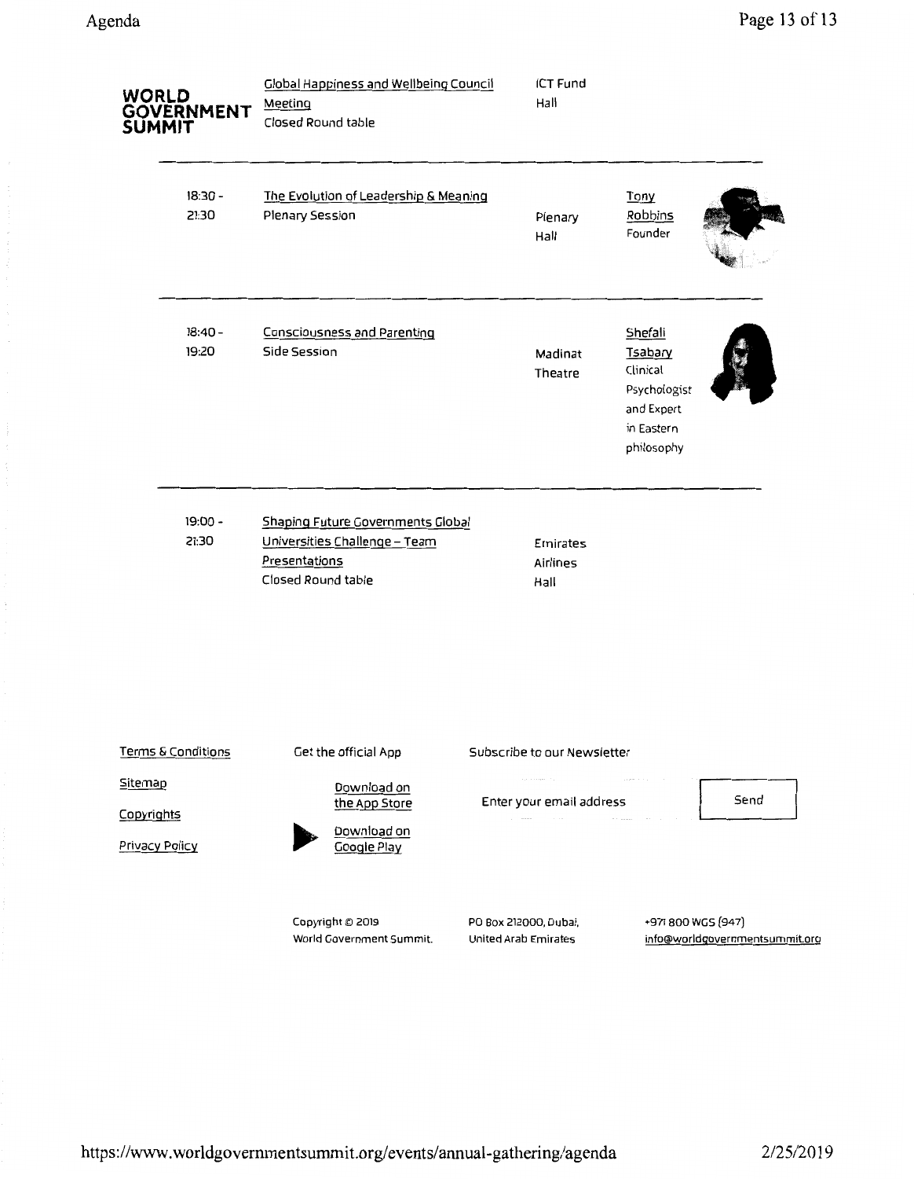**WORLD GOVERNMENT SUMMIT**

| Time | Session | Location | Speaker |
| --- | --- | --- | --- |
| | Global Happiness and Wellbeing Council Meeting<br>Closed Round table | ICT Fund Hall | |
| 18:30 - 21:30 | The Evolution of Leadership & Meaning<br>Plenary Session | Plenary Hall | Tony Robbins<br>Founder |
| 18:40 - 19:20 | Consciousness and Parenting<br>Side Session | Madinat Theatre | Shefali Tsabary<br>Clinical Psychologist and Expert in Eastern philosophy |
| 19:00 - 21:30 | Shaping Future Governments Global Universities Challenge – Team Presentations<br>Closed Round table | Emirates Airlines Hall | |

Terms & Conditions

Sitemap

Copyrights

Privacy Policy

Get the official App

Download on the App Store

Download on Google Play

Subscribe to our Newsletter

Enter your email address

Send

Copyright © 2019 World Government Summit.

PO Box 212000, Dubai, United Arab Emirates

+971 800 WGS (947)
info@worldgovernmentsummit.org

https://www.worldgovernmentsummit.org/events/annual-gathering/agenda 2/25/2019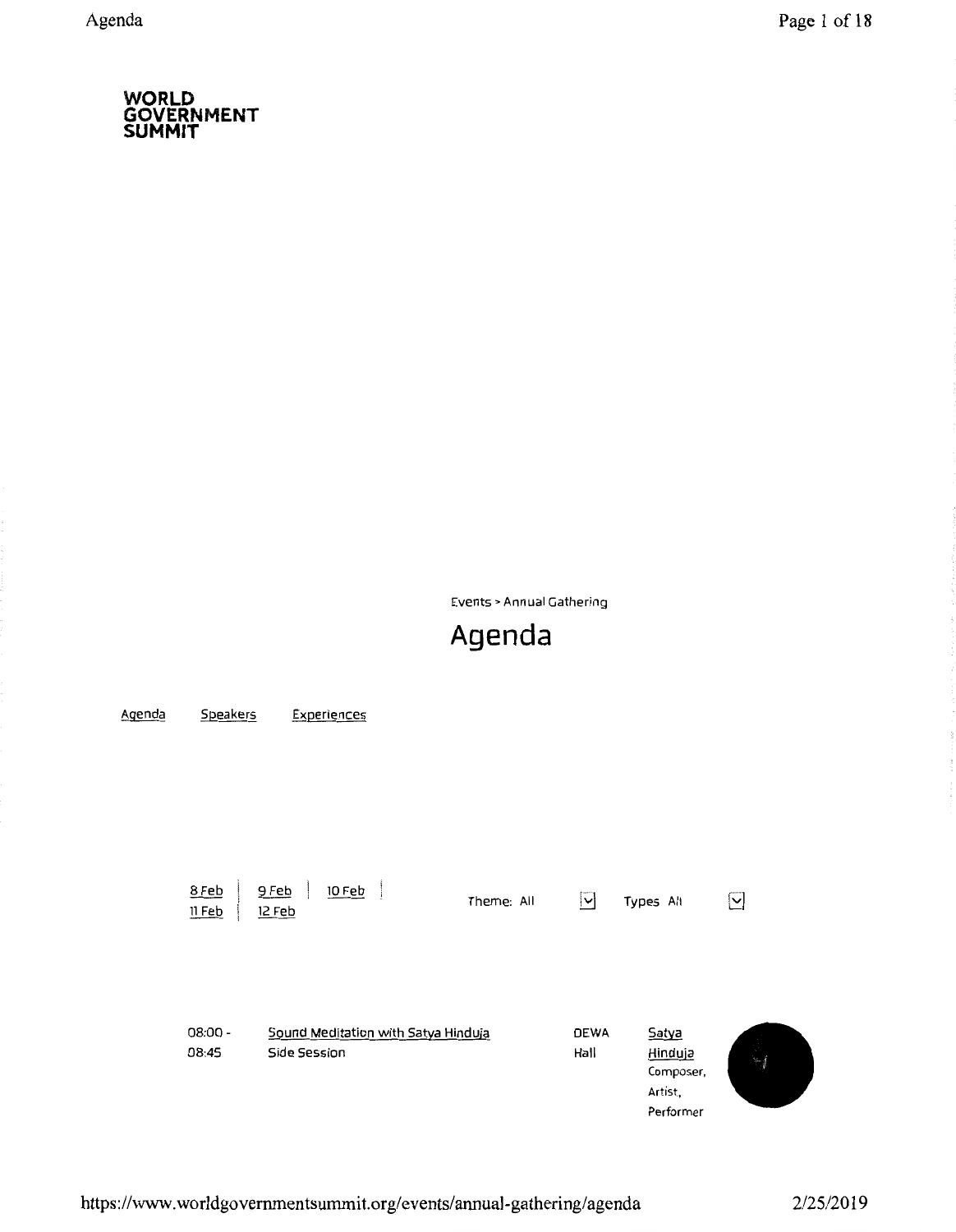**WORLD GOVERNMENT SUMMIT**

Events > Annual Gathering

# Agenda

Agenda Speakers Experiences

8 Feb | 9 Feb | 10 Feb | 11 Feb | 12 Feb

Theme: All Types All

| | | | |
|---|---|---|---|
| 08:00 - 08:45 | Sound Meditation with Satya Hinduja<br>Side Session | DEWA Hall | Satya Hinduja<br>Composer, Artist, Performer |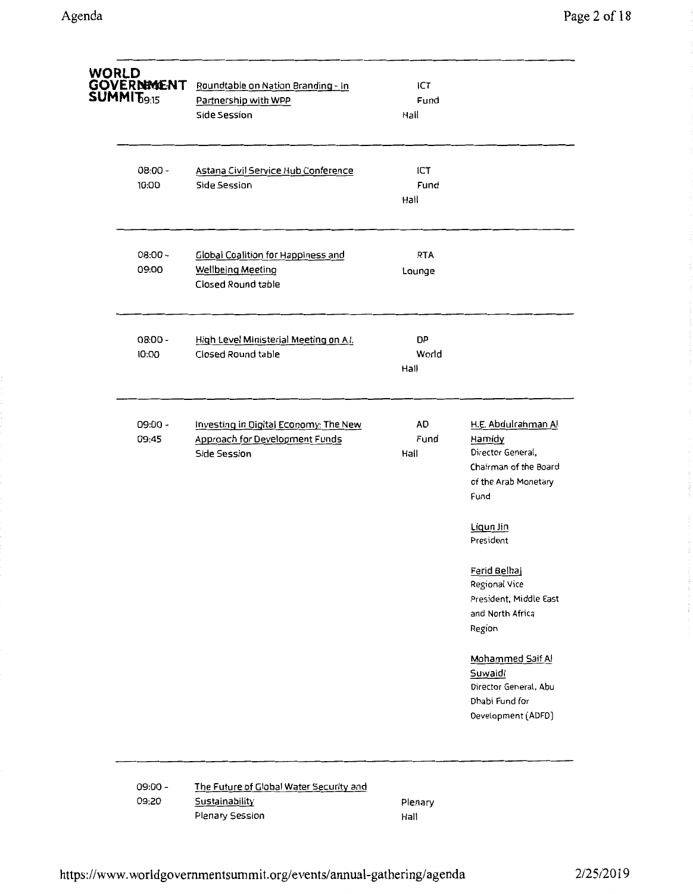**WORLD GOVERNMENT SUMMIT**

| Time | Session | Location | Speakers |
|---|---|---|---|
| 09:15 | Roundtable on Nation Branding - In Partnership with WPP<br>Side Session | ICT Fund Hall | |
| 08:00 - 10:00 | Astana Civil Service Hub Conference<br>Side Session | ICT Fund Hall | |
| 08:00 - 09:00 | Global Coalition for Happiness and Wellbeing Meeting<br>Closed Round table | RTA Lounge | |
| 08:00 - 10:00 | High Level Ministerial Meeting on A.I.<br>Closed Round table | DP World Hall | |
| 09:00 - 09:45 | Investing in Digital Economy: The New Approach for Development Funds<br>Side Session | AD Fund Hall | H.E. Abdulrahman Al Hamidy<br>Director General, Chairman of the Board of the Arab Monetary Fund<br><br>Liqun Jin<br>President<br><br>Ferid Belhaj<br>Regional Vice President, Middle East and North Africa Region<br><br>Mohammed Saif Al Suwaidi<br>Director General, Abu Dhabi Fund for Development (ADFD) |
| 09:00 - 09:20 | The Future of Global Water Security and Sustainability<br>Plenary Session | Plenary Hall | |

https://www.worldgovernmentsummit.org/events/annual-gathering/agenda 2/25/2019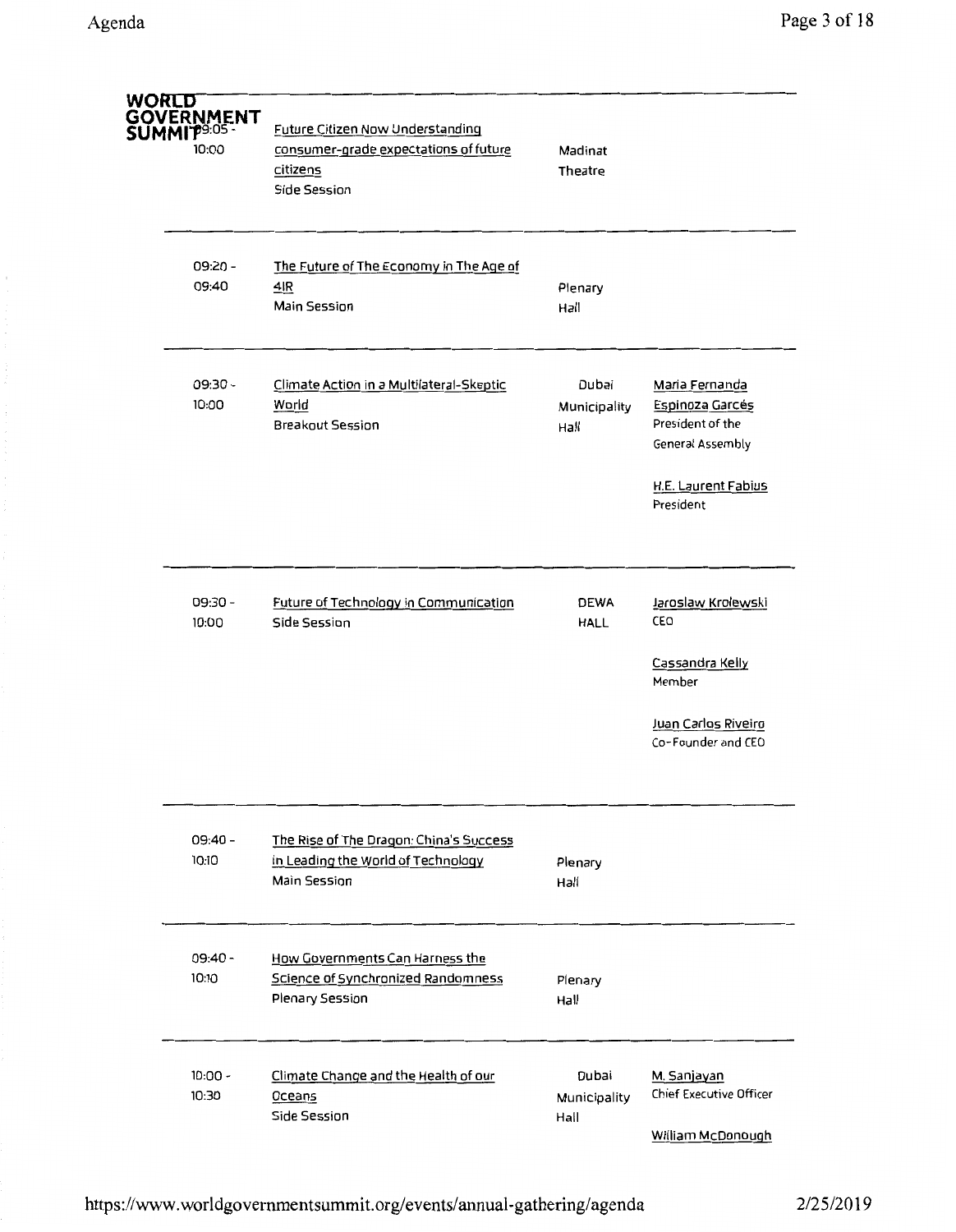**WORLD GOVERNMENT SUMMIT**

| Time | Session | Location | Speakers |
|---|---|---|---|
| 09:05 - 10:00 | Future Citizen Now Understanding consumer-grade expectations of future citizens<br>Side Session | Madinat Theatre | |
| 09:20 - 09:40 | The Future of The Economy in The Age of 4IR<br>Main Session | Plenary Hall | |
| 09:30 - 10:00 | Climate Action in a Multilateral-Skeptic World<br>Breakout Session | Dubai Municipality Hall | Maria Fernanda Espinoza Garcés<br>President of the General Assembly<br><br>H.E. Laurent Fabius<br>President |
| 09:30 - 10:00 | Future of Technology in Communication<br>Side Session | DEWA HALL | Jaroslaw Krolewski<br>CEO<br><br>Cassandra Kelly<br>Member<br><br>Juan Carlos Riveiro<br>Co-Founder and CEO |
| 09:40 - 10:10 | The Rise of The Dragon: China's Success in Leading the World of Technology<br>Main Session | Plenary Hall | |
| 09:40 - 10:10 | How Governments Can Harness the Science of Synchronized Randomness<br>Plenary Session | Plenary Hall | |
| 10:00 - 10:30 | Climate Change and the Health of our Oceans<br>Side Session | Dubai Municipality Hall | M. Sanjayan<br>Chief Executive Officer<br><br>William McDonough |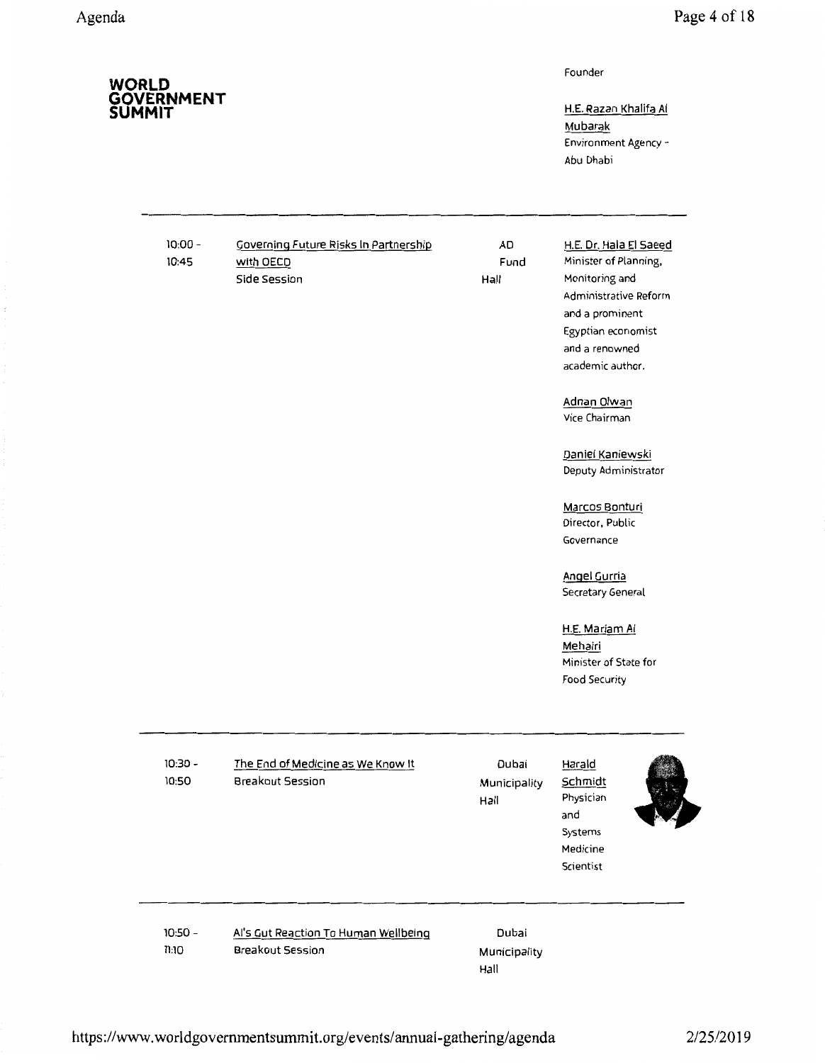**WORLD GOVERNMENT SUMMIT**

| | | | |
|---|---|---|---|
| | | | Founder<br><br>H.E. Razan Khalifa Al Mubarak<br>Environment Agency - Abu Dhabi |
| 10:00 - 10:45 | Governing Future Risks In Partnership with OECD<br>Side Session | AD Fund Hall | H.E. Dr. Hala El Saeed<br>Minister of Planning, Monitoring and Administrative Reform and a prominent Egyptian economist and a renowned academic author.<br><br>Adnan Olwan<br>Vice Chairman<br><br>Daniel Kaniewski<br>Deputy Administrator<br><br>Marcos Bonturi<br>Director, Public Governance<br><br>Angel Gurria<br>Secretary General<br><br>H.E. Mariam Al Mehairi<br>Minister of State for Food Security |
| 10:30 - 10:50 | The End of Medicine as We Know It<br>Breakout Session | Dubai Municipality Hall | Harald Schmidt<br>Physician and Systems Medicine Scientist |
| 10:50 - 11:10 | AI's Gut Reaction To Human Wellbeing<br>Breakout Session | Dubai Municipality Hall | |

https://www.worldgovernmentsummit.org/events/annual-gathering/agenda 2/25/2019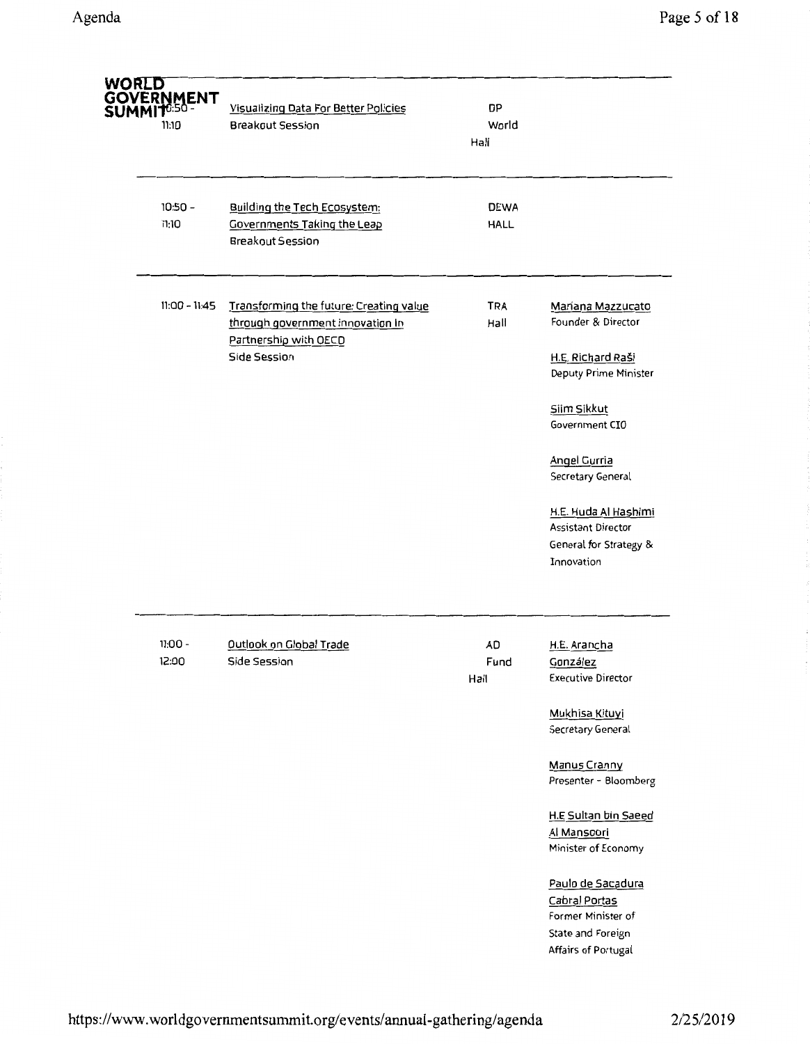**WORLD GOVERNMENT SUMMIT**

| Time | Session | Location | Speakers |
|---|---|---|---|
| 10:50 - 11:10 | Visualizing Data For Better Policies<br>Breakout Session | DP World Hall | |
| 10:50 - 11:10 | Building the Tech Ecosystem: Governments Taking the Leap<br>Breakout Session | DEWA HALL | |
| 11:00 - 11:45 | Transforming the future: Creating value through government innovation In Partnership with OECD<br>Side Session | TRA Hall | Mariana Mazzucato<br>Founder & Director<br><br>H.E. Richard Raši<br>Deputy Prime Minister<br><br>Siim Sikkut<br>Government CIO<br><br>Angel Gurria<br>Secretary General<br><br>H.E. Huda Al Hashimi<br>Assistant Director General for Strategy & Innovation |
| 11:00 - 12:00 | Outlook on Global Trade<br>Side Session | AD Fund Hall | H.E. Arancha González<br>Executive Director<br><br>Mukhisa Kituyi<br>Secretary General<br><br>Manus Cranny<br>Presenter - Bloomberg<br><br>H.E Sultan bin Saeed Al Mansoori<br>Minister of Economy<br><br>Paulo de Sacadura Cabral Portas<br>Former Minister of State and Foreign Affairs of Portugal |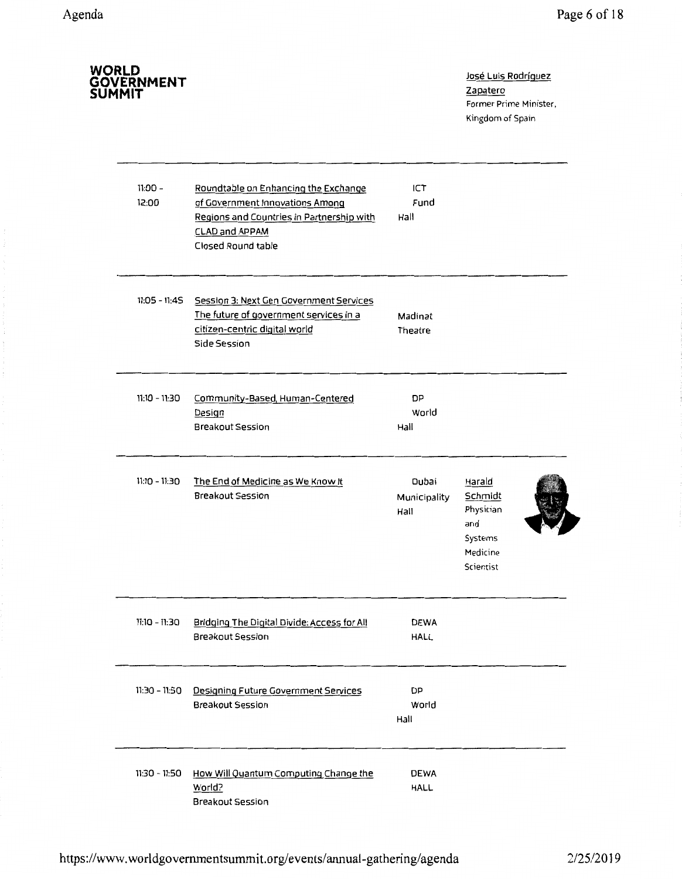**WORLD GOVERNMENT SUMMIT**

José Luis Rodríguez Zapatero
Former Prime Minister, Kingdom of Spain

| Time | Session | Location | Speaker |
|---|---|---|---|
| 11:00 - 12:00 | Roundtable on Enhancing the Exchange of Government Innovations Among Regions and Countries in Partnership with CLAD and APPAM<br>Closed Round table | ICT Fund Hall | |
| 11:05 - 11:45 | Session 3: Next Gen Government Services The future of government services in a citizen-centric digital world<br>Side Session | Madinat Theatre | |
| 11:10 - 11:30 | Community-Based, Human-Centered Design<br>Breakout Session | DP World Hall | |
| 11:10 - 11:30 | The End of Medicine as We Know It<br>Breakout Session | Dubai Municipality Hall | Harald Schmidt<br>Physician and Systems Medicine Scientist |
| 11:10 - 11:30 | Bridging The Digital Divide: Access for All<br>Breakout Session | DEWA HALL | |
| 11:30 - 11:50 | Designing Future Government Services<br>Breakout Session | DP World Hall | |
| 11:30 - 11:50 | How Will Quantum Computing Change the World?<br>Breakout Session | DEWA HALL | |

https://www.worldgovernmentsummit.org/events/annual-gathering/agenda 2/25/2019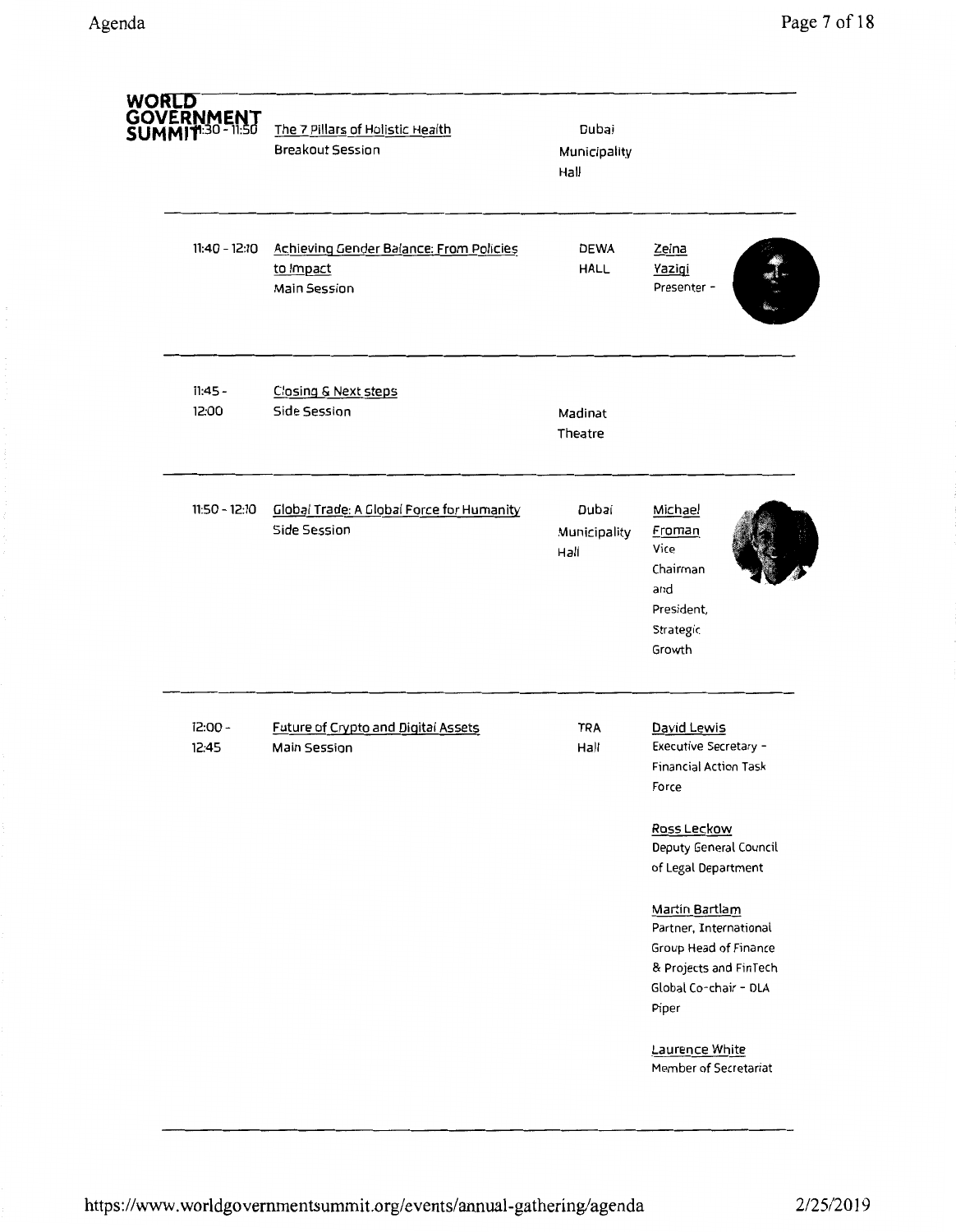**WORLD GOVERNMENT SUMMIT**

| Time | Session | Location | Speakers |
| --- | --- | --- | --- |
| 11:30 - 11:50 | The 7 Pillars of Holistic Health<br>Breakout Session | Dubai Municipality Hall | |
| 11:40 - 12:10 | Achieving Gender Balance: From Policies to Impact<br>Main Session | DEWA HALL | Zeina Yazigi<br>Presenter - |
| 11:45 - 12:00 | Closing & Next steps<br>Side Session | Madinat Theatre | |
| 11:50 - 12:10 | Global Trade: A Global Force for Humanity<br>Side Session | Dubai Municipality Hall | Michael Froman<br>Vice Chairman and President, Strategic Growth |
| 12:00 - 12:45 | Future of Crypto and Digital Assets<br>Main Session | TRA Hall | David Lewis<br>Executive Secretary - Financial Action Task Force<br><br>Ross Leckow<br>Deputy General Council of Legal Department<br><br>Martin Bartlam<br>Partner, International Group Head of Finance & Projects and FinTech Global Co-chair - DLA Piper<br><br>Laurence White<br>Member of Secretariat |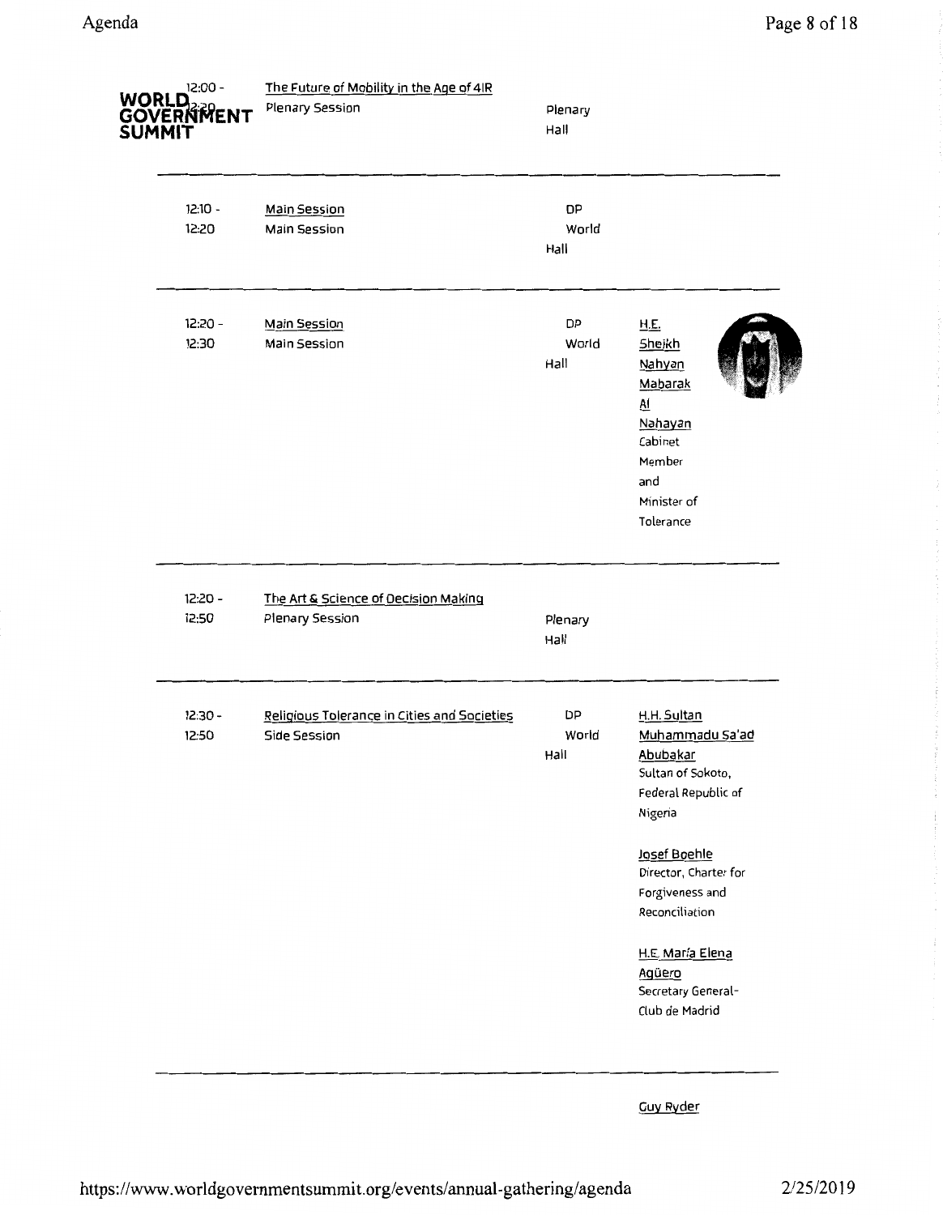| Time | Session | Location | Speakers |
|---|---|---|---|
| 12:00 - 12:20 | The Future of Mobility in the Age of 4IR<br>Plenary Session | Plenary Hall | |
| 12:10 - 12:20 | Main Session<br>Main Session | DP World Hall | |
| 12:20 - 12:30 | Main Session<br>Main Session | DP World Hall | H.E. Sheikh Nahyan Mabarak Al Nahayan<br>Cabinet Member and Minister of Tolerance |
| 12:20 - 12:50 | The Art & Science of Decision Making<br>Plenary Session | Plenary Hall | |
| 12:30 - 12:50 | Religious Tolerance in Cities and Societies<br>Side Session | DP World Hall | H.H. Sultan Muhammadu Sa'ad Abubakar<br>Sultan of Sokoto, Federal Republic of Nigeria<br><br>Josef Boehle<br>Director, Charter for Forgiveness and Reconciliation<br><br>H.E. María Elena Agüero<br>Secretary General-Club de Madrid |
| | | | Guy Ryder |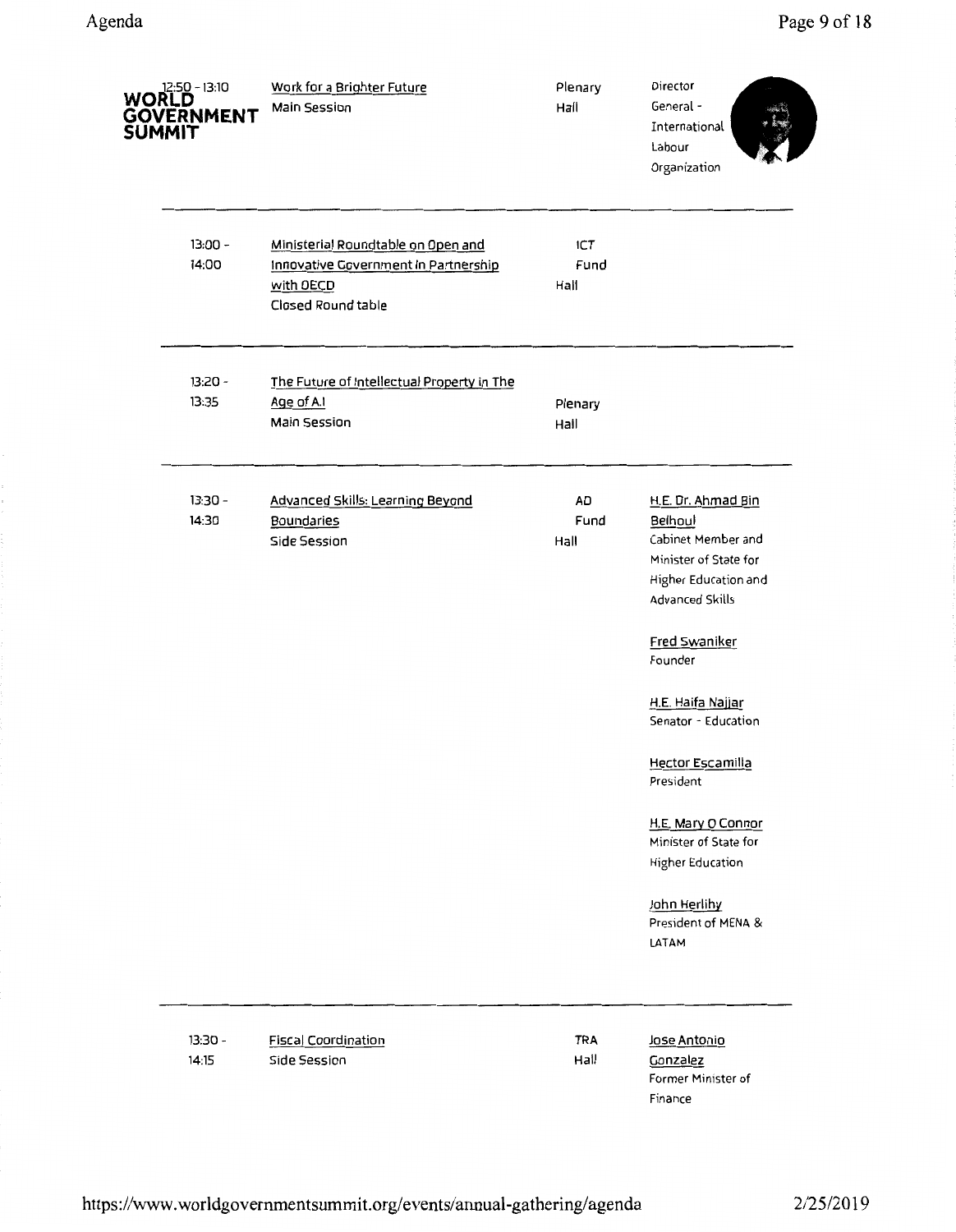**WORLD GOVERNMENT SUMMIT**

| Time | Session | Location | Speakers |
|---|---|---|---|
| 12:50 - 13:10 | Work for a Brighter Future<br>Main Session | Plenary Hall | Director General - International Labour Organization |
| 13:00 - 14:00 | Ministerial Roundtable on Open and Innovative Government in Partnership with OECD<br>Closed Round table | ICT Fund Hall | |
| 13:20 - 13:35 | The Future of Intellectual Property in The Age of A.I<br>Main Session | Plenary Hall | |
| 13:30 - 14:30 | Advanced Skills: Learning Beyond Boundaries<br>Side Session | AD Fund Hall | H.E. Dr. Ahmad Bin Belhoul<br>Cabinet Member and Minister of State for Higher Education and Advanced Skills<br><br>Fred Swaniker<br>Founder<br><br>H.E. Haifa Najjar<br>Senator - Education<br><br>Hector Escamilla<br>President<br><br>H.E. Mary O Connor<br>Minister of State for Higher Education<br><br>John Herlihy<br>President of MENA & LATAM |
| 13:30 - 14:15 | Fiscal Coordination<br>Side Session | TRA Hall | Jose Antonio Gonzalez<br>Former Minister of Finance |

https://www.worldgovernmentsummit.org/events/annual-gathering/agenda 2/25/2019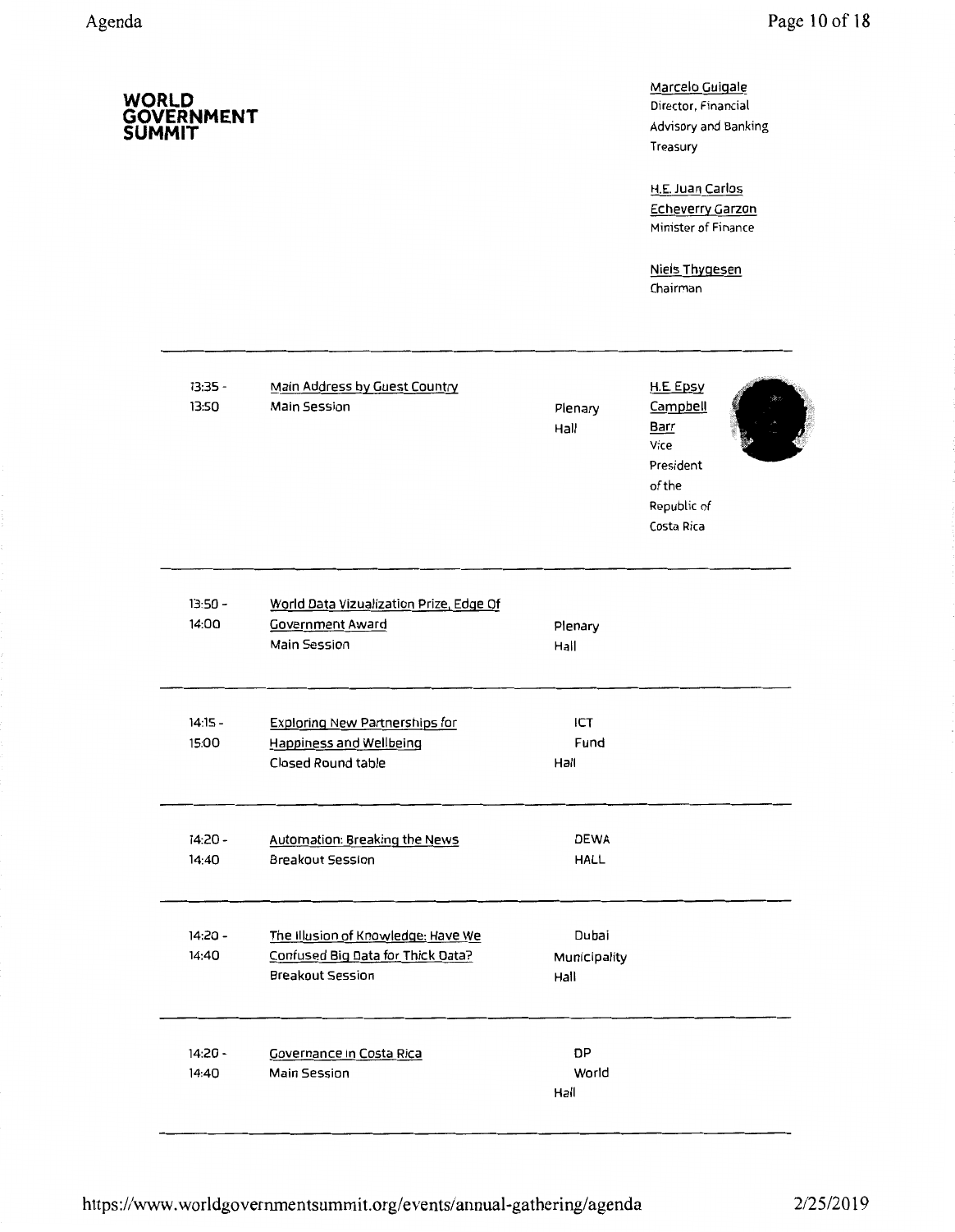**WORLD GOVERNMENT SUMMIT**

Marcelo Guigale
Director, Financial Advisory and Banking
Treasury

H.E. Juan Carlos Echeverry Garzon
Minister of Finance

Niels Thygesen
Chairman

| Time | Session | Location | Speaker |
|---|---|---|---|
| 13:35 - 13:50 | Main Address by Guest Country<br>Main Session | Plenary Hall | H.E. Epsy Campbell Barr<br>Vice President of the Republic of Costa Rica |
| 13:50 - 14:00 | World Data Vizualization Prize, Edge Of Government Award<br>Main Session | Plenary Hall | |
| 14:15 - 15:00 | Exploring New Partnerships for Happiness and Wellbeing<br>Closed Round table | ICT Fund Hall | |
| 14:20 - 14:40 | Automation: Breaking the News<br>Breakout Session | DEWA HALL | |
| 14:20 - 14:40 | The Illusion of Knowledge: Have We Confused Big Data for Thick Data?<br>Breakout Session | Dubai Municipality Hall | |
| 14:20 - 14:40 | Governance in Costa Rica<br>Main Session | DP World Hall | |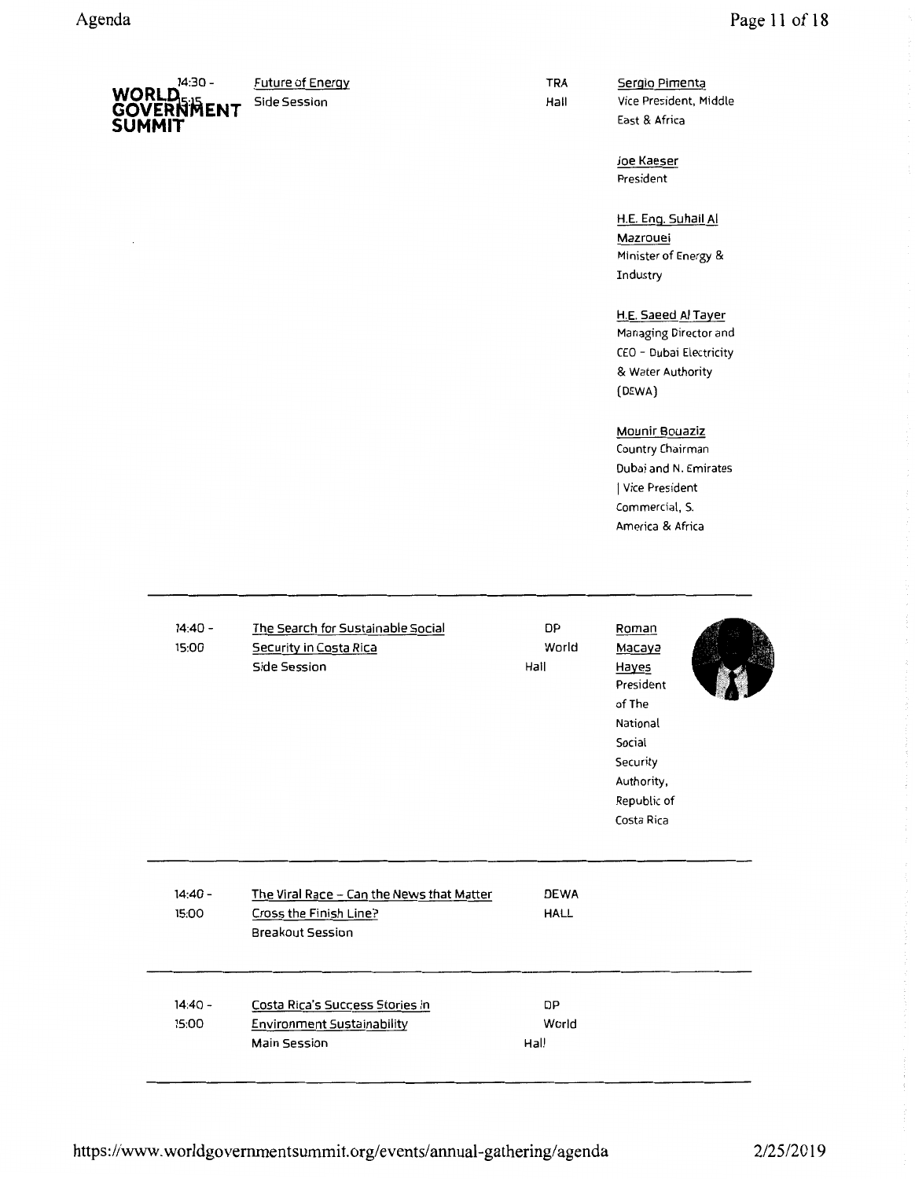| Time | Session | Venue | Speakers |
|---|---|---|---|
| 14:30 - 15:15 | Future of Energy<br>Side Session | TRA Hall | Sergio Pimenta<br>Vice President, Middle East & Africa<br><br>Joe Kaeser<br>President<br><br>H.E. Eng. Suhail Al Mazrouei<br>Minister of Energy & Industry<br><br>H.E. Saeed Al Tayer<br>Managing Director and CEO - Dubai Electricity & Water Authority (DEWA)<br><br>Mounir Bouaziz<br>Country Chairman Dubai and N. Emirates \| Vice President Commercial, S. America & Africa |
| 14:40 - 15:00 | The Search for Sustainable Social Security in Costa Rica<br>Side Session | DP World Hall | Roman Macaya Hayes<br>President of The National Social Security Authority, Republic of Costa Rica |
| 14:40 - 15:00 | The Viral Race – Can the News that Matter Cross the Finish Line?<br>Breakout Session | DEWA HALL | |
| 14:40 - 15:00 | Costa Rica's Success Stories in Environment Sustainability<br>Main Session | DP World Hall | |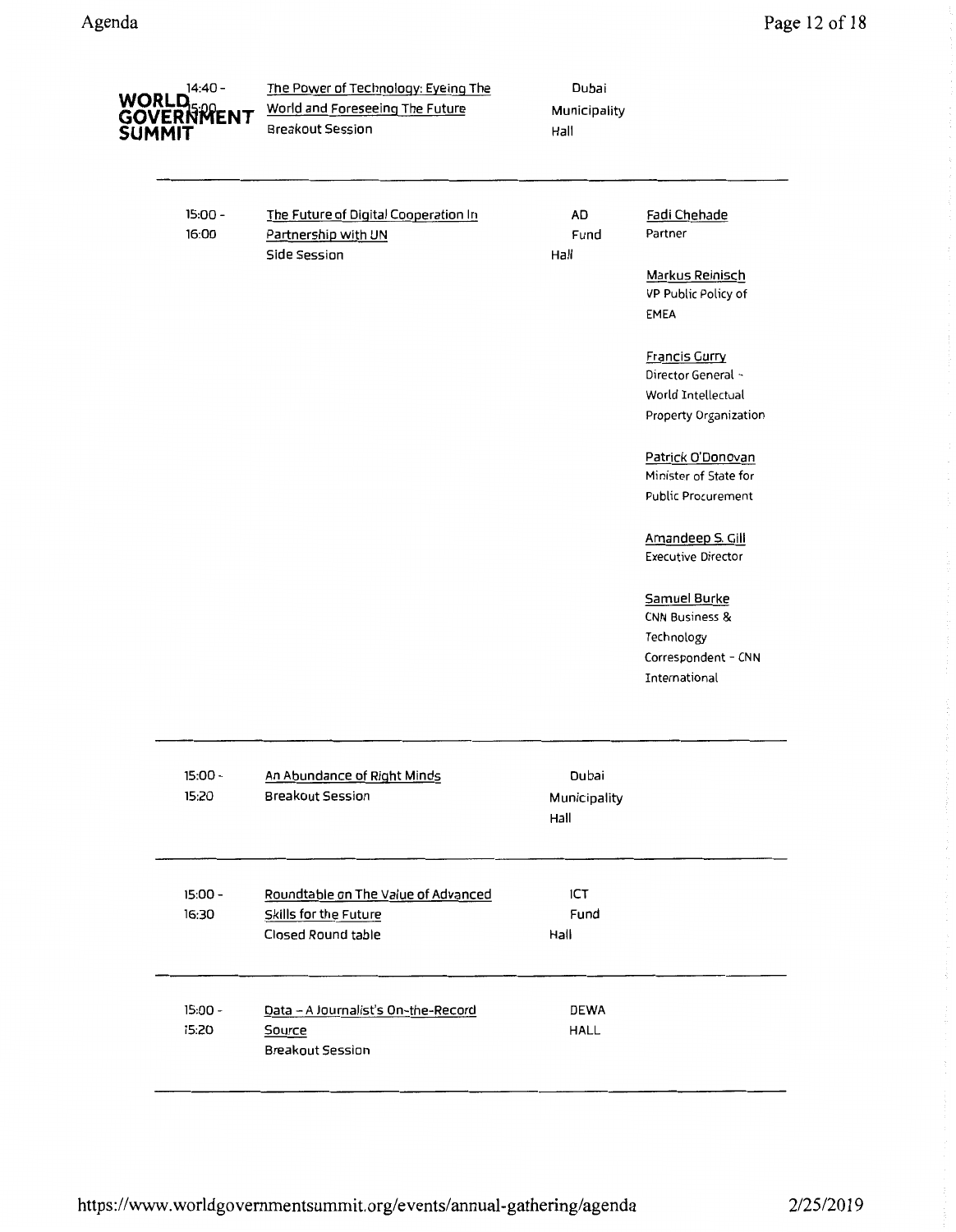| Time | Session | Location | Speakers |
| --- | --- | --- | --- |
| 14:40 - 15:00 | The Power of Technology: Eyeing The World and Foreseeing The Future<br>Breakout Session | Dubai Municipality Hall | |
| 15:00 - 16:00 | The Future of Digital Cooperation In Partnership with UN<br>Side Session | AD Fund Hall | Fadi Chehade<br>Partner<br><br>Markus Reinisch<br>VP Public Policy of EMEA<br><br>Francis Gurry<br>Director General - World Intellectual Property Organization<br><br>Patrick O'Donovan<br>Minister of State for Public Procurement<br><br>Amandeep S. Gill<br>Executive Director<br><br>Samuel Burke<br>CNN Business & Technology Correspondent - CNN International |
| 15:00 - 15:20 | An Abundance of Right Minds<br>Breakout Session | Dubai Municipality Hall | |
| 15:00 - 16:30 | Roundtable on The Value of Advanced Skills for the Future<br>Closed Round table | ICT Fund Hall | |
| 15:00 - 15:20 | Data - A Journalist's On-the-Record Source<br>Breakout Session | DEWA HALL | |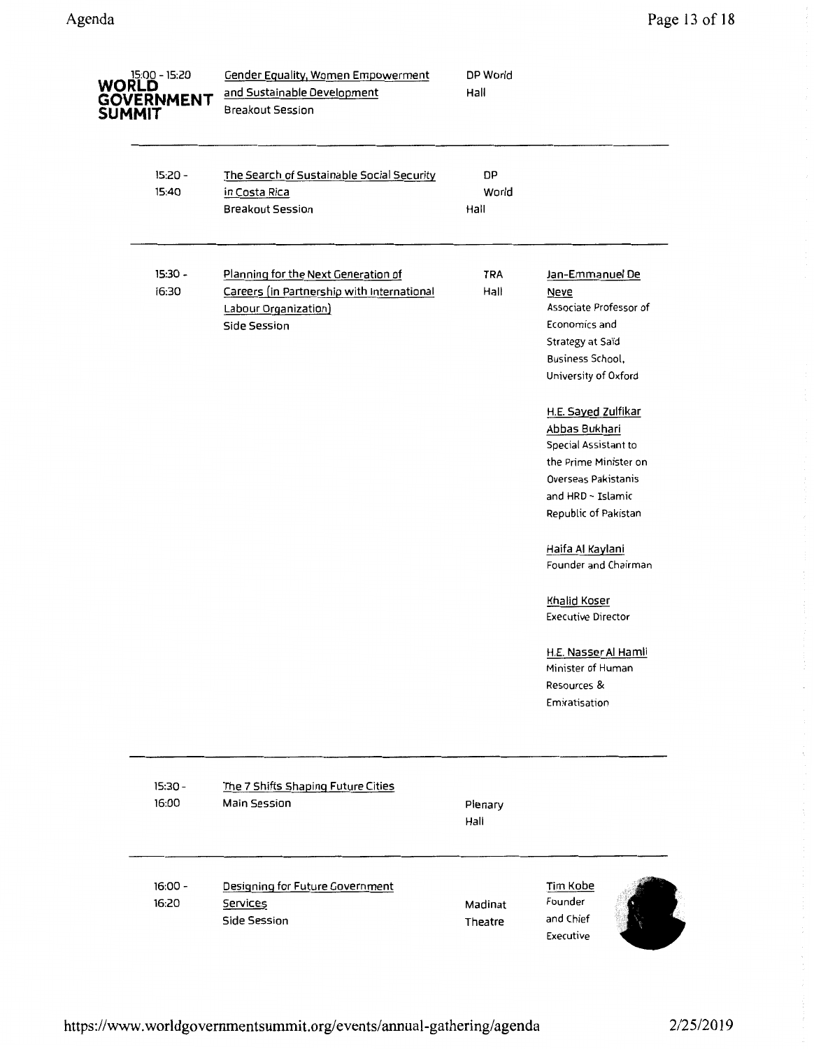| Time | Session | Location | Speakers |
|---|---|---|---|
| 15:00 - 15:20 | Gender Equality, Women Empowerment and Sustainable Development<br>Breakout Session | DP World Hall | |
| 15:20 - 15:40 | The Search of Sustainable Social Security in Costa Rica<br>Breakout Session | DP World Hall | |
| 15:30 - 16:30 | Planning for the Next Generation of Careers (in Partnership with International Labour Organization)<br>Side Session | TRA Hall | Jan-Emmanuel De Neve<br>Associate Professor of Economics and Strategy at Saïd Business School, University of Oxford<br><br>H.E. Sayed Zulfikar Abbas Bukhari<br>Special Assistant to the Prime Minister on Overseas Pakistanis and HRD - Islamic Republic of Pakistan<br><br>Haifa Al Kaylani<br>Founder and Chairman<br><br>Khalid Koser<br>Executive Director<br><br>H.E. Nasser Al Hamli<br>Minister of Human Resources & Emiratisation |
| 15:30 - 16:00 | The 7 Shifts Shaping Future Cities<br>Main Session | Plenary Hall | |
| 16:00 - 16:20 | Designing for Future Government Services<br>Side Session | Madinat Theatre | Tim Kobe<br>Founder and Chief Executive |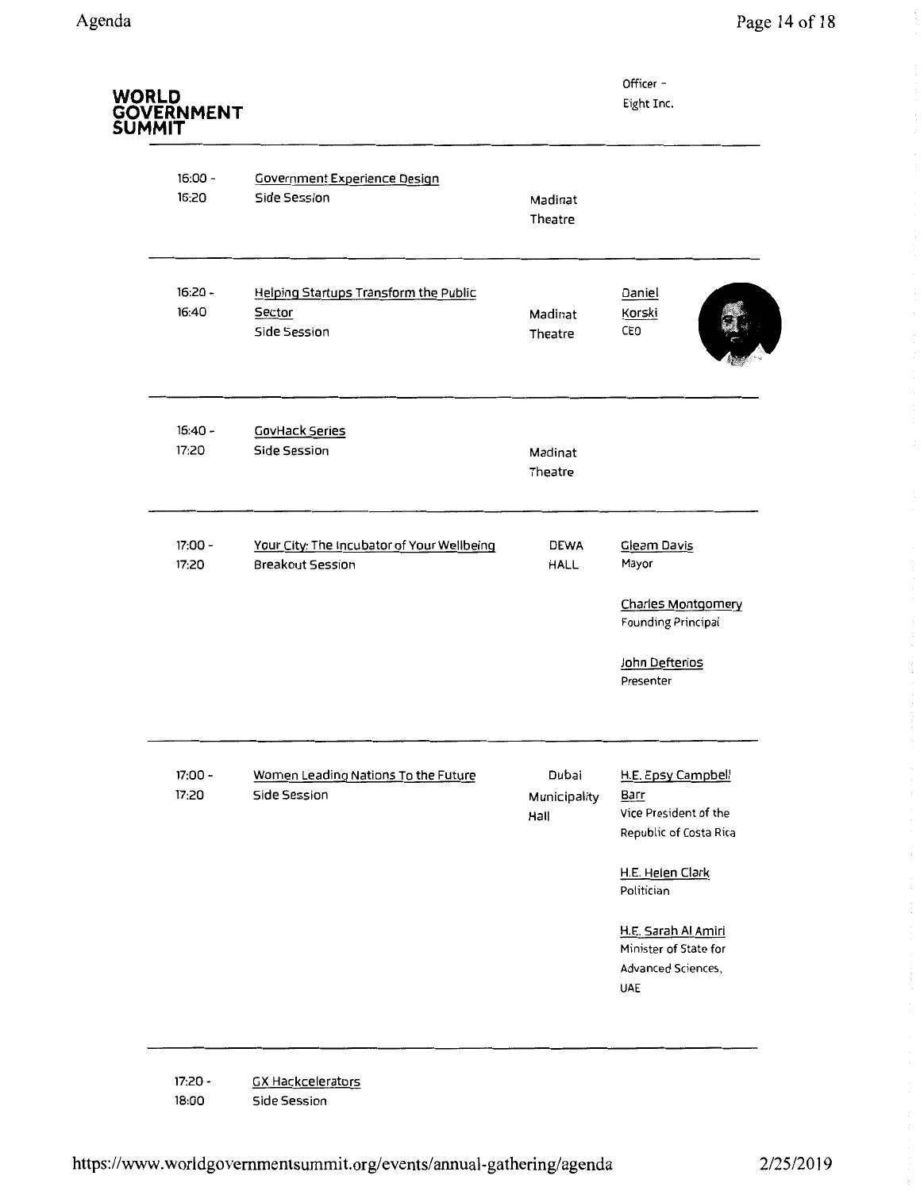**WORLD GOVERNMENT SUMMIT**

| Time | Session | Location | Speakers |
| --- | --- | --- | --- |
| | | | Officer - Eight Inc. |
| 16:00 - 16:20 | Government Experience Design<br>Side Session | Madinat Theatre | |
| 16:20 - 16:40 | Helping Startups Transform the Public Sector<br>Side Session | Madinat Theatre | Daniel Korski<br>CEO |
| 16:40 - 17:20 | GovHack Series<br>Side Session | Madinat Theatre | |
| 17:00 - 17:20 | Your City: The Incubator of Your Wellbeing<br>Breakout Session | DEWA HALL | Gleam Davis<br>Mayor<br><br>Charles Montgomery<br>Founding Principal<br><br>John Defterios<br>Presenter |
| 17:00 - 17:20 | Women Leading Nations To the Future<br>Side Session | Dubai Municipality Hall | H.E. Epsy Campbell Barr<br>Vice President of the Republic of Costa Rica<br><br>H.E. Helen Clark<br>Politician<br><br>H.E. Sarah Al Amiri<br>Minister of State for Advanced Sciences, UAE |
| 17:20 - 18:00 | GX Hackcelerators<br>Side Session | | |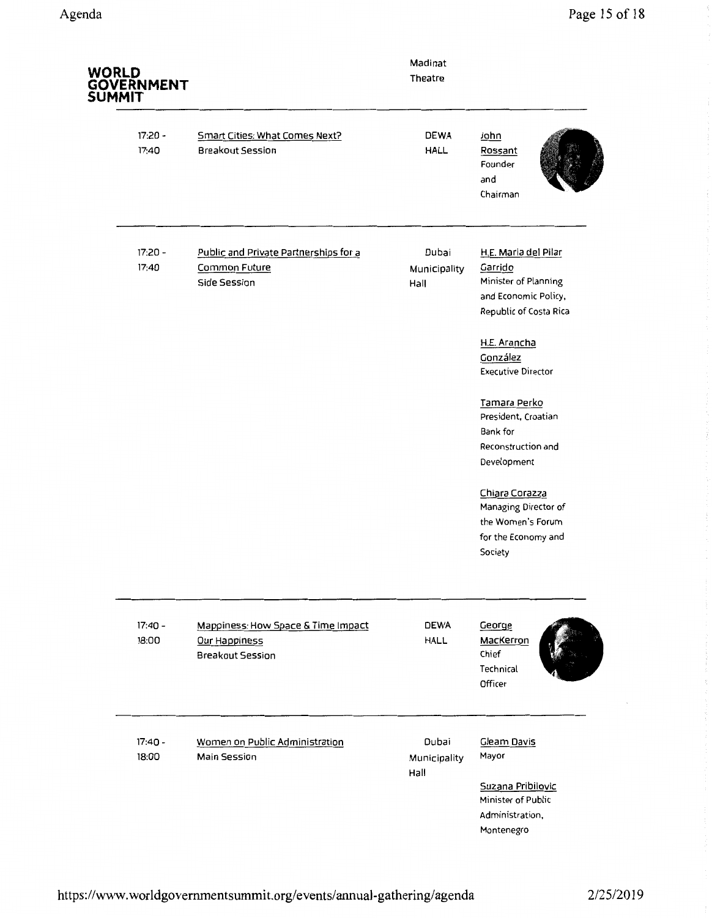**WORLD GOVERNMENT SUMMIT**

| | | Madinat Theatre | |
|---|---|---|---|
| 17:20 - 17:40 | Smart Cities: What Comes Next? Breakout Session | DEWA HALL | John Rossant Founder and Chairman |
| 17:20 - 17:40 | Public and Private Partnerships for a Common Future Side Session | Dubai Municipality Hall | H.E. Maria del Pilar Garrido Minister of Planning and Economic Policy, Republic of Costa Rica<br><br>H.E. Arancha González Executive Director<br><br>Tamara Perko President, Croatian Bank for Reconstruction and Development<br><br>Chiara Corazza Managing Director of the Women's Forum for the Economy and Society |
| 17:40 - 18:00 | Mappiness: How Space & Time Impact Our Happiness Breakout Session | DEWA HALL | George MacKerron Chief Technical Officer |
| 17:40 - 18:00 | Women on Public Administration Main Session | Dubai Municipality Hall | Gleam Davis Mayor<br><br>Suzana Pribilovic Minister of Public Administration, Montenegro |

https://www.worldgovernmentsummit.org/events/annual-gathering/agenda 2/25/2019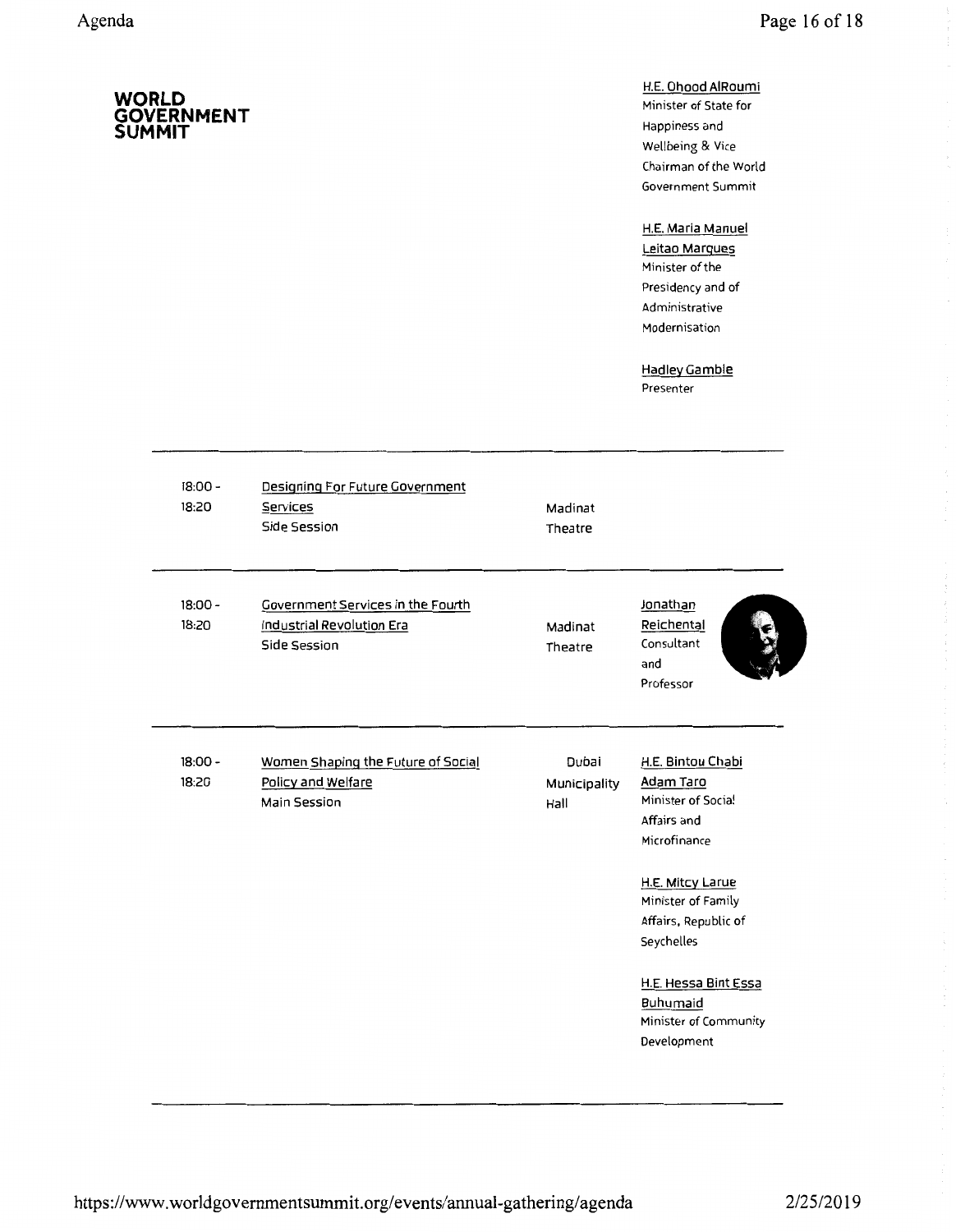**WORLD GOVERNMENT SUMMIT**

H.E. Ohood AlRoumi
Minister of State for Happiness and Wellbeing & Vice Chairman of the World Government Summit

H.E. Maria Manuel Leitao Marques
Minister of the Presidency and of Administrative Modernisation

Hadley Gamble
Presenter

---

| Time | Session | Venue | Speakers |
|---|---|---|---|
| 18:00 - 18:20 | Designing For Future Government Services<br>Side Session | Madinat Theatre | |
| 18:00 - 18:20 | Government Services in the Fourth Industrial Revolution Era<br>Side Session | Madinat Theatre | Jonathan Reichental<br>Consultant and Professor |
| 18:00 - 18:20 | Women Shaping the Future of Social Policy and Welfare<br>Main Session | Dubai Municipality Hall | H.E. Bintou Chabi Adam Taro<br>Minister of Social Affairs and Microfinance<br><br>H.E. Mitcy Larue<br>Minister of Family Affairs, Republic of Seychelles<br><br>H.E. Hessa Bint Essa Buhumaid<br>Minister of Community Development |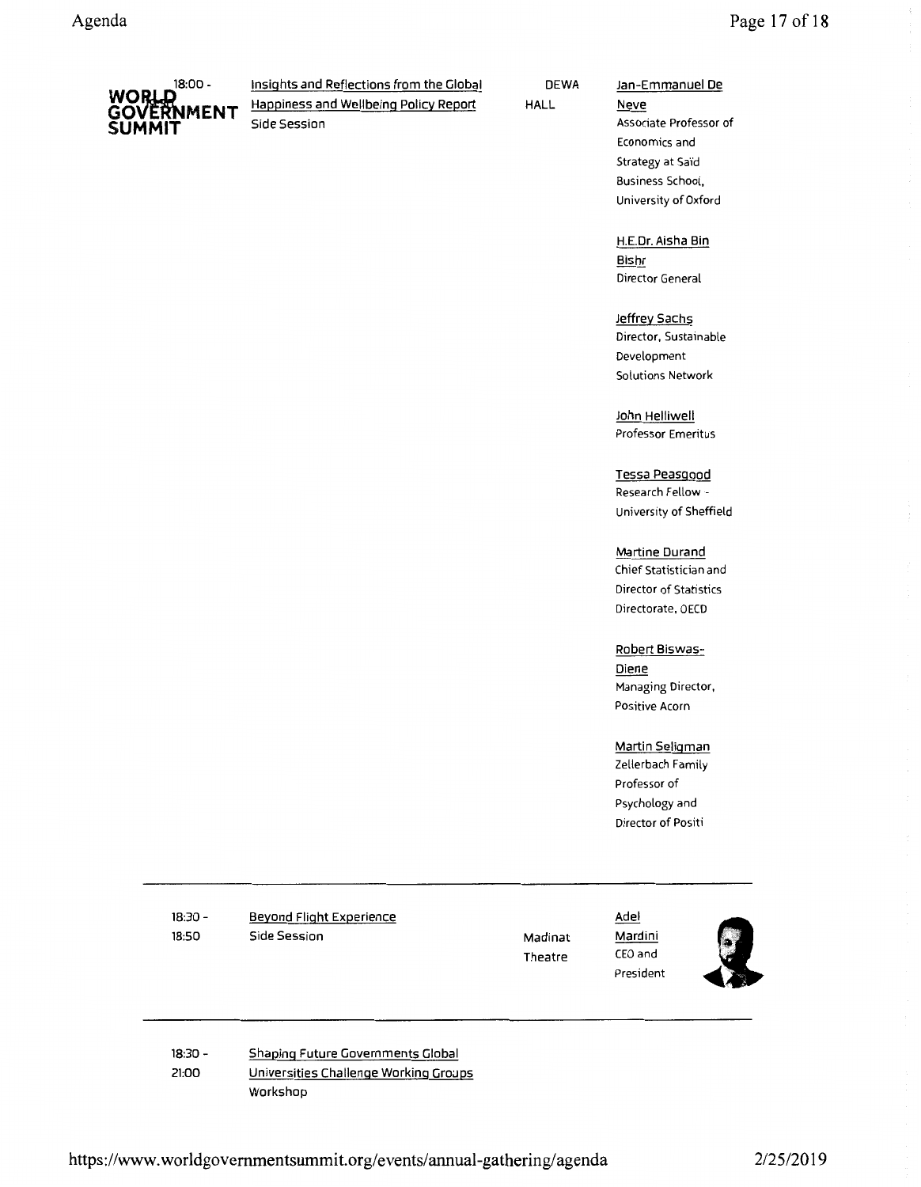WORLD GOVERNMENT SUMMIT

| Time | Session | Location | Speakers |
| --- | --- | --- | --- |
| 18:00 - | Insights and Reflections from the Global Happiness and Wellbeing Policy Report<br>Side Session | DEWA HALL | Jan-Emmanuel De Neve<br>Associate Professor of Economics and Strategy at Saïd Business School, University of Oxford<br><br>H.E.Dr. Aisha Bin Bishr<br>Director General<br><br>Jeffrey Sachs<br>Director, Sustainable Development Solutions Network<br><br>John Helliwell<br>Professor Emeritus<br><br>Tessa Peasgood<br>Research Fellow - University of Sheffield<br><br>Martine Durand<br>Chief Statistician and Director of Statistics Directorate, OECD<br><br>Robert Biswas-Diene<br>Managing Director, Positive Acorn<br><br>Martin Seligman<br>Zellerbach Family Professor of Psychology and Director of Positi |
| 18:30 - 18:50 | Beyond Flight Experience<br>Side Session | Madinat Theatre | Adel Mardini<br>CEO and President |
| 18:30 - 21:00 | Shaping Future Governments Global Universities Challenge Working Groups<br>Workshop | | |

https://www.worldgovernmentsummit.org/events/annual-gathering/agenda 2/25/2019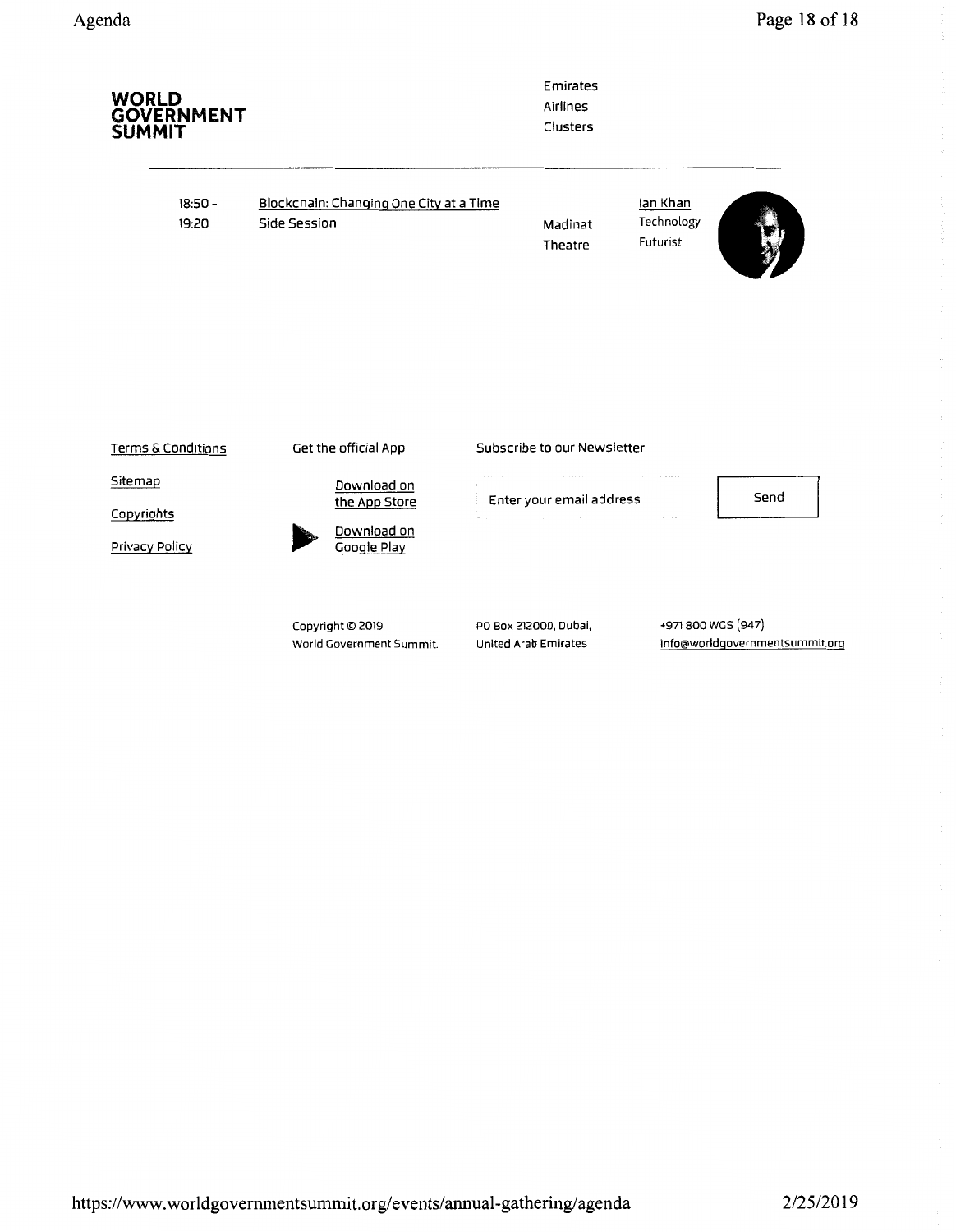**WORLD GOVERNMENT SUMMIT**

Emirates Airlines Clusters

| | | | |
|---|---|---|---|
| 18:50 - 19:20 | Blockchain: Changing One City at a Time<br>Side Session | Madinat Theatre | Ian Khan<br>Technology Futurist |

Terms & Conditions

Sitemap

Copyrights

Privacy Policy

Get the official App

Download on the App Store

Download on Google Play

Subscribe to our Newsletter

Enter your email address

Send

Copyright © 2019 World Government Summit.

PO Box 212000, Dubai, United Arab Emirates

+971 800 WGS (947)
info@worldgovernmentsummit.org